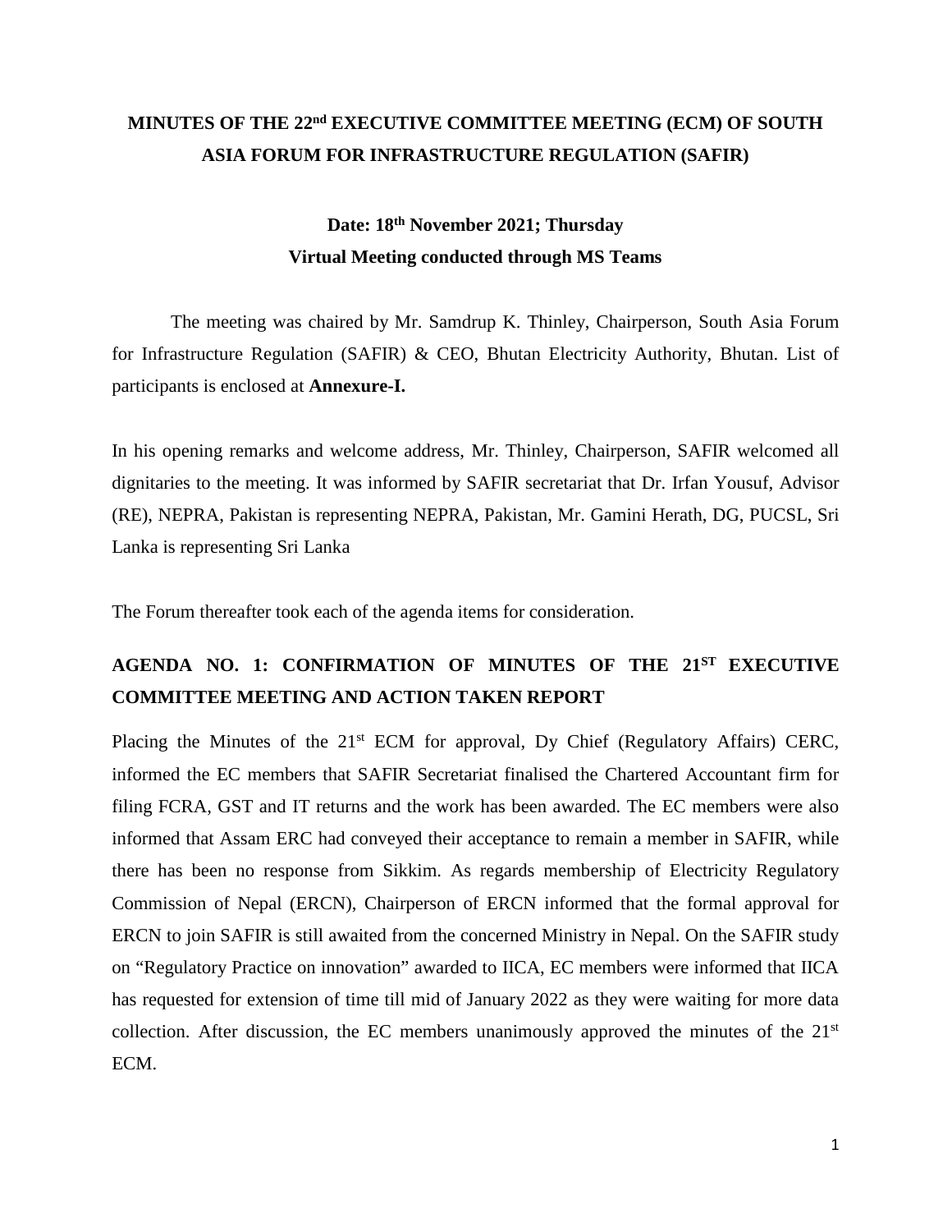# MINUTES OF THE 22nd EXECUTIVE COMMITTEE MEETING (ECM) OF SOUTH ASIA FORUM FOR INFRASTRUCTURE REGULATION (SAFIR)

**Date: 18th November 2021; Thursday**

**Virtual Meeting conducted through MS Teams**

The meeting was chaired by Mr. Samdrup K. Thinley, Chairperson, South Asia Forum for Infrastructure Regulation (SAFIR) & CEO, Bhutan Electricity Authority, Bhutan. List of participants is enclosed at **Annexure-I.**

In his opening remarks and welcome address, Mr. Thinley, Chairperson, SAFIR welcomed all dignitaries to the meeting. It was informed by SAFIR secretariat that Dr. Irfan Yousuf, Advisor (RE), NEPRA, Pakistan is representing NEPRA, Pakistan, Mr. Gamini Herath, DG, PUCSL, Sri Lanka is representing Sri Lanka

The Forum thereafter took each of the agenda items for consideration.

## AGENDA NO. 1: CONFIRMATION OF MINUTES OF THE 21ST EXECUTIVE COMMITTEE MEETING AND ACTION TAKEN REPORT

Placing the Minutes of the 21st ECM for approval, Dy Chief (Regulatory Affairs) CERC, informed the EC members that SAFIR Secretariat finalised the Chartered Accountant firm for filing FCRA, GST and IT returns and the work has been awarded. The EC members were also informed that Assam ERC had conveyed their acceptance to remain a member in SAFIR, while there has been no response from Sikkim. As regards membership of Electricity Regulatory Commission of Nepal (ERCN), Chairperson of ERCN informed that the formal approval for ERCN to join SAFIR is still awaited from the concerned Ministry in Nepal. On the SAFIR study on "Regulatory Practice on innovation" awarded to IICA, EC members were informed that IICA has requested for extension of time till mid of January 2022 as they were waiting for more data collection. After discussion, the EC members unanimously approved the minutes of the 21st ECM.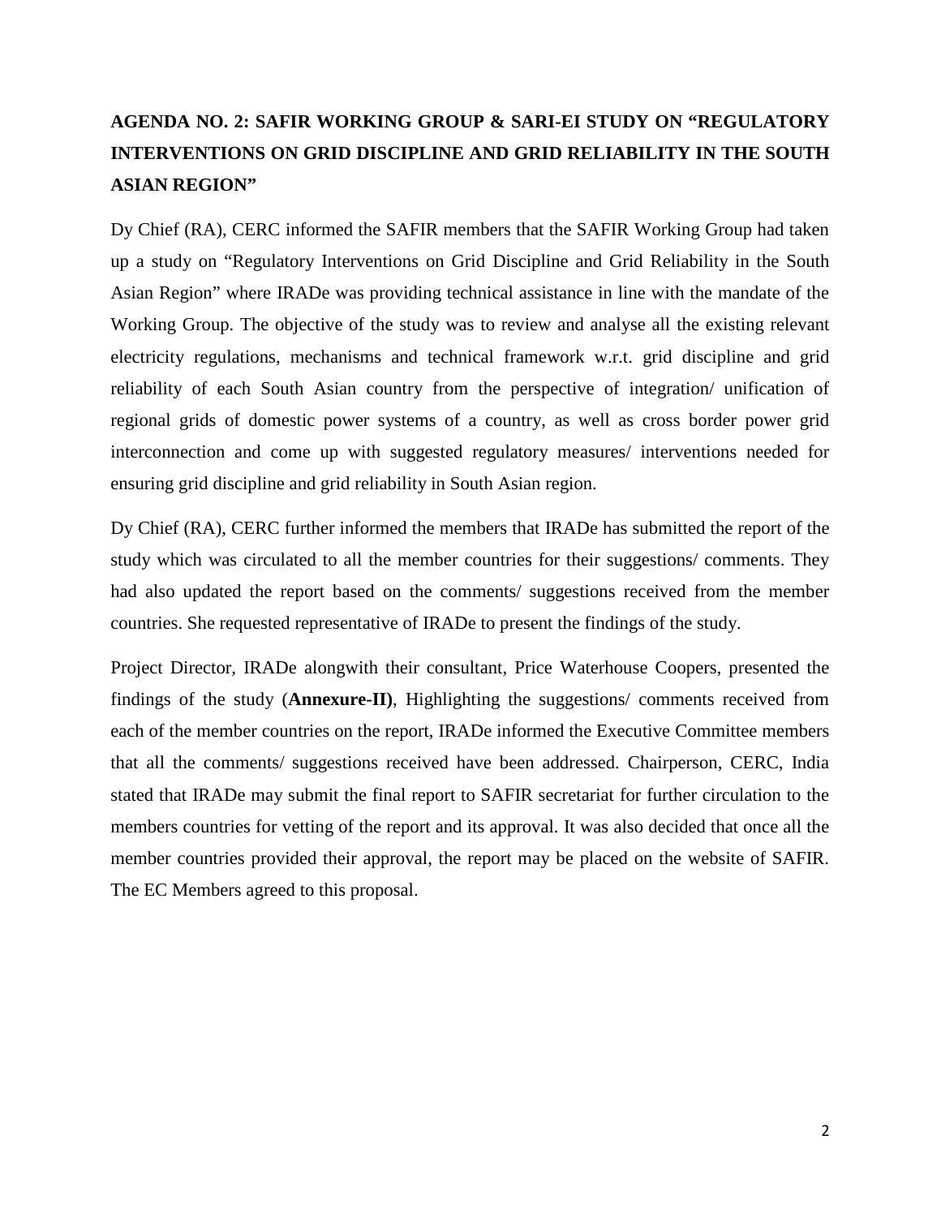## AGENDA NO. 2: SAFIR WORKING GROUP & SARI-EI STUDY ON "REGULATORY INTERVENTIONS ON GRID DISCIPLINE AND GRID RELIABILITY IN THE SOUTH ASIAN REGION"

Dy Chief (RA), CERC informed the SAFIR members that the SAFIR Working Group had taken up a study on "Regulatory Interventions on Grid Discipline and Grid Reliability in the South Asian Region" where IRADe was providing technical assistance in line with the mandate of the Working Group. The objective of the study was to review and analyse all the existing relevant electricity regulations, mechanisms and technical framework w.r.t. grid discipline and grid reliability of each South Asian country from the perspective of integration/ unification of regional grids of domestic power systems of a country, as well as cross border power grid interconnection and come up with suggested regulatory measures/ interventions needed for ensuring grid discipline and grid reliability in South Asian region.

Dy Chief (RA), CERC further informed the members that IRADe has submitted the report of the study which was circulated to all the member countries for their suggestions/ comments. They had also updated the report based on the comments/ suggestions received from the member countries. She requested representative of IRADe to present the findings of the study.

Project Director, IRADe alongwith their consultant, Price Waterhouse Coopers, presented the findings of the study (**Annexure-II)**, Highlighting the suggestions/ comments received from each of the member countries on the report, IRADe informed the Executive Committee members that all the comments/ suggestions received have been addressed. Chairperson, CERC, India stated that IRADe may submit the final report to SAFIR secretariat for further circulation to the members countries for vetting of the report and its approval. It was also decided that once all the member countries provided their approval, the report may be placed on the website of SAFIR. The EC Members agreed to this proposal.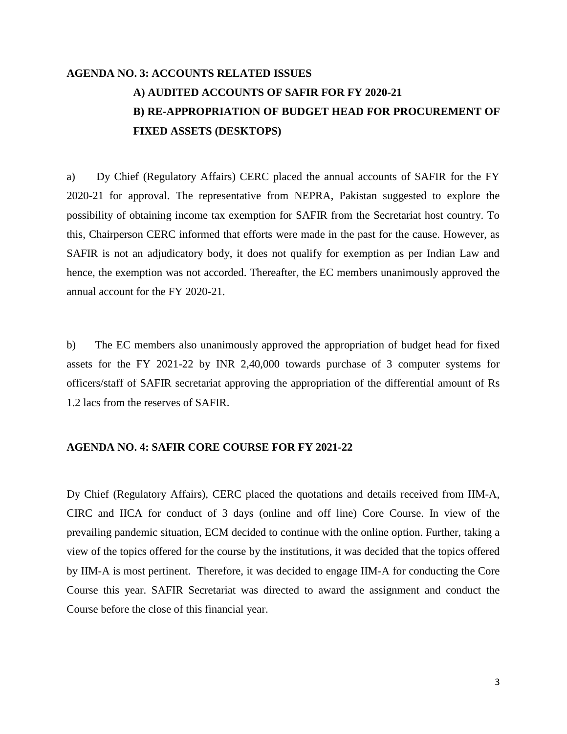## AGENDA NO. 3: ACCOUNTS RELATED ISSUES

### A) AUDITED ACCOUNTS OF SAFIR FOR FY 2020-21

### B) RE-APPROPRIATION OF BUDGET HEAD FOR PROCUREMENT OF FIXED ASSETS (DESKTOPS)

a) Dy Chief (Regulatory Affairs) CERC placed the annual accounts of SAFIR for the FY 2020-21 for approval. The representative from NEPRA, Pakistan suggested to explore the possibility of obtaining income tax exemption for SAFIR from the Secretariat host country. To this, Chairperson CERC informed that efforts were made in the past for the cause. However, as SAFIR is not an adjudicatory body, it does not qualify for exemption as per Indian Law and hence, the exemption was not accorded. Thereafter, the EC members unanimously approved the annual account for the FY 2020-21.

b) The EC members also unanimously approved the appropriation of budget head for fixed assets for the FY 2021-22 by INR 2,40,000 towards purchase of 3 computer systems for officers/staff of SAFIR secretariat approving the appropriation of the differential amount of Rs 1.2 lacs from the reserves of SAFIR.

## AGENDA NO. 4: SAFIR CORE COURSE FOR FY 2021-22

Dy Chief (Regulatory Affairs), CERC placed the quotations and details received from IIM-A, CIRC and IICA for conduct of 3 days (online and off line) Core Course. In view of the prevailing pandemic situation, ECM decided to continue with the online option. Further, taking a view of the topics offered for the course by the institutions, it was decided that the topics offered by IIM-A is most pertinent. Therefore, it was decided to engage IIM-A for conducting the Core Course this year. SAFIR Secretariat was directed to award the assignment and conduct the Course before the close of this financial year.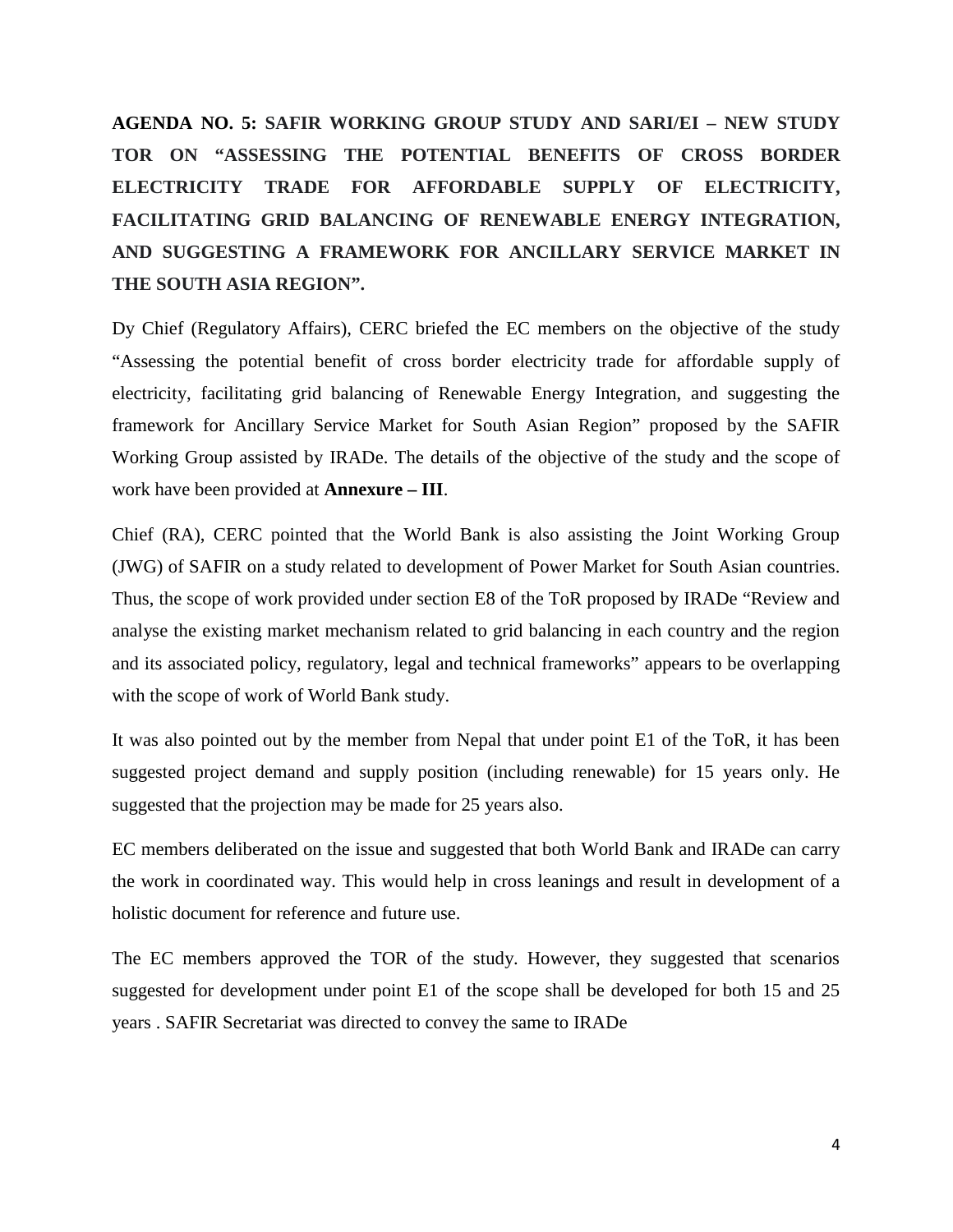**AGENDA NO. 5: SAFIR WORKING GROUP STUDY AND SARI/EI – NEW STUDY TOR ON "ASSESSING THE POTENTIAL BENEFITS OF CROSS BORDER ELECTRICITY TRADE FOR AFFORDABLE SUPPLY OF ELECTRICITY, FACILITATING GRID BALANCING OF RENEWABLE ENERGY INTEGRATION, AND SUGGESTING A FRAMEWORK FOR ANCILLARY SERVICE MARKET IN THE SOUTH ASIA REGION".**

Dy Chief (Regulatory Affairs), CERC briefed the EC members on the objective of the study "Assessing the potential benefit of cross border electricity trade for affordable supply of electricity, facilitating grid balancing of Renewable Energy Integration, and suggesting the framework for Ancillary Service Market for South Asian Region" proposed by the SAFIR Working Group assisted by IRADe. The details of the objective of the study and the scope of work have been provided at **Annexure – III**.

Chief (RA), CERC pointed that the World Bank is also assisting the Joint Working Group (JWG) of SAFIR on a study related to development of Power Market for South Asian countries. Thus, the scope of work provided under section E8 of the ToR proposed by IRADe "Review and analyse the existing market mechanism related to grid balancing in each country and the region and its associated policy, regulatory, legal and technical frameworks" appears to be overlapping with the scope of work of World Bank study.

It was also pointed out by the member from Nepal that under point E1 of the ToR, it has been suggested project demand and supply position (including renewable) for 15 years only. He suggested that the projection may be made for 25 years also.

EC members deliberated on the issue and suggested that both World Bank and IRADe can carry the work in coordinated way. This would help in cross leanings and result in development of a holistic document for reference and future use.

The EC members approved the TOR of the study. However, they suggested that scenarios suggested for development under point E1 of the scope shall be developed for both 15 and 25 years . SAFIR Secretariat was directed to convey the same to IRADe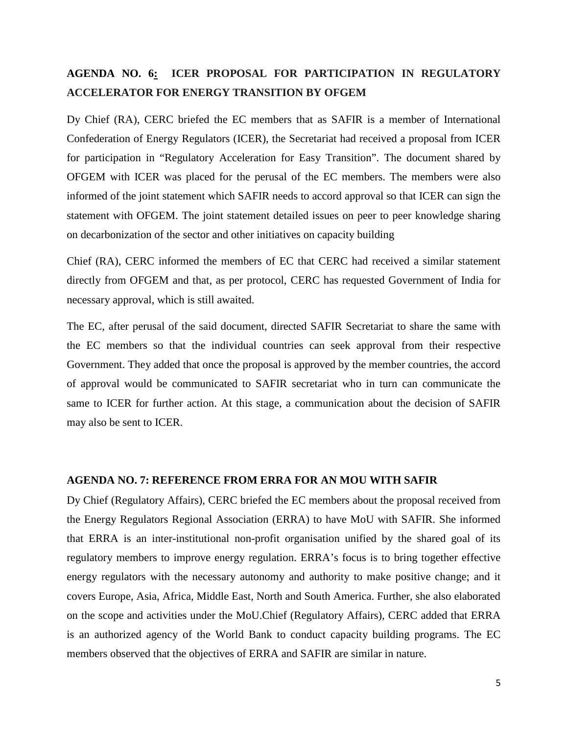**AGENDA NO. 6: ICER PROPOSAL FOR PARTICIPATION IN REGULATORY ACCELERATOR FOR ENERGY TRANSITION BY OFGEM**

Dy Chief (RA), CERC briefed the EC members that as SAFIR is a member of International Confederation of Energy Regulators (ICER), the Secretariat had received a proposal from ICER for participation in "Regulatory Acceleration for Easy Transition". The document shared by OFGEM with ICER was placed for the perusal of the EC members. The members were also informed of the joint statement which SAFIR needs to accord approval so that ICER can sign the statement with OFGEM. The joint statement detailed issues on peer to peer knowledge sharing on decarbonization of the sector and other initiatives on capacity building

Chief (RA), CERC informed the members of EC that CERC had received a similar statement directly from OFGEM and that, as per protocol, CERC has requested Government of India for necessary approval, which is still awaited.

The EC, after perusal of the said document, directed SAFIR Secretariat to share the same with the EC members so that the individual countries can seek approval from their respective Government. They added that once the proposal is approved by the member countries, the accord of approval would be communicated to SAFIR secretariat who in turn can communicate the same to ICER for further action. At this stage, a communication about the decision of SAFIR may also be sent to ICER.

**AGENDA NO. 7: REFERENCE FROM ERRA FOR AN MOU WITH SAFIR**

Dy Chief (Regulatory Affairs), CERC briefed the EC members about the proposal received from the Energy Regulators Regional Association (ERRA) to have MoU with SAFIR. She informed that ERRA is an inter-institutional non-profit organisation unified by the shared goal of its regulatory members to improve energy regulation. ERRA's focus is to bring together effective energy regulators with the necessary autonomy and authority to make positive change; and it covers Europe, Asia, Africa, Middle East, North and South America. Further, she also elaborated on the scope and activities under the MoU.Chief (Regulatory Affairs), CERC added that ERRA is an authorized agency of the World Bank to conduct capacity building programs. The EC members observed that the objectives of ERRA and SAFIR are similar in nature.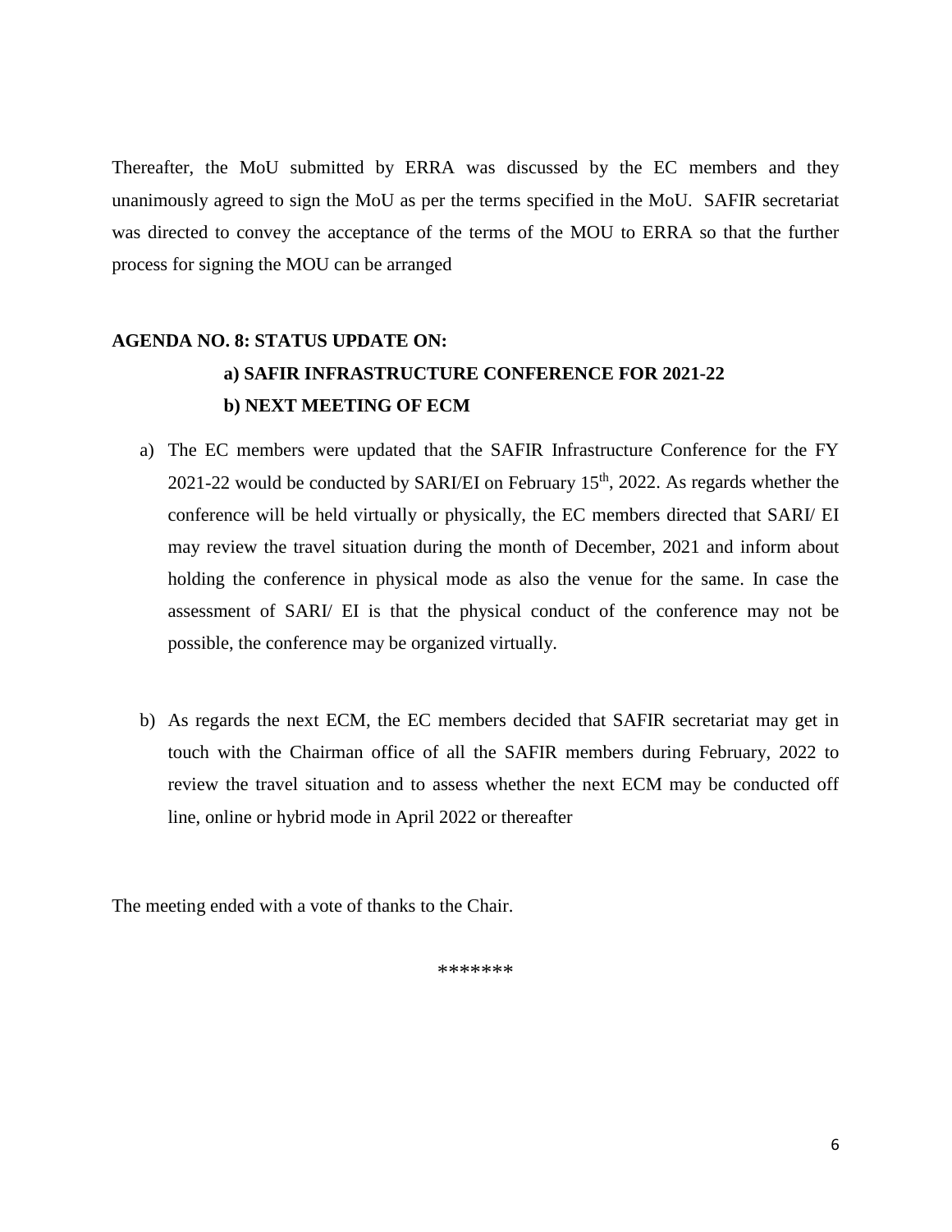Thereafter, the MoU submitted by ERRA was discussed by the EC members and they unanimously agreed to sign the MoU as per the terms specified in the MoU. SAFIR secretariat was directed to convey the acceptance of the terms of the MOU to ERRA so that the further process for signing the MOU can be arranged

**AGENDA NO. 8: STATUS UPDATE ON:**

**a) SAFIR INFRASTRUCTURE CONFERENCE FOR 2021-22**

**b) NEXT MEETING OF ECM**

a) The EC members were updated that the SAFIR Infrastructure Conference for the FY 2021-22 would be conducted by SARI/EI on February 15th, 2022. As regards whether the conference will be held virtually or physically, the EC members directed that SARI/ EI may review the travel situation during the month of December, 2021 and inform about holding the conference in physical mode as also the venue for the same. In case the assessment of SARI/ EI is that the physical conduct of the conference may not be possible, the conference may be organized virtually.

b) As regards the next ECM, the EC members decided that SAFIR secretariat may get in touch with the Chairman office of all the SAFIR members during February, 2022 to review the travel situation and to assess whether the next ECM may be conducted off line, online or hybrid mode in April 2022 or thereafter

The meeting ended with a vote of thanks to the Chair.

*******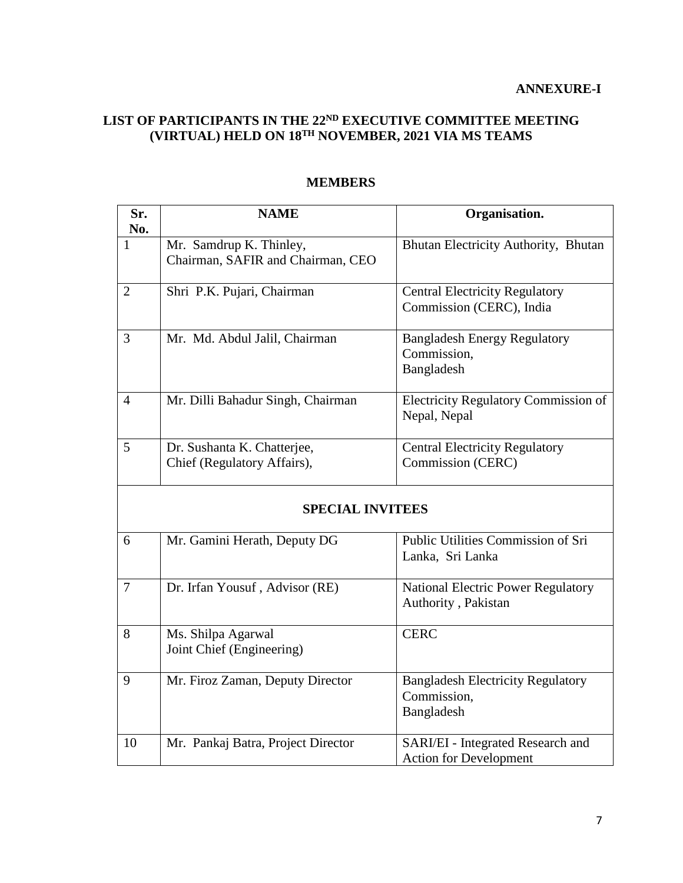**ANNEXURE-I**

## LIST OF PARTICIPANTS IN THE 22ND EXECUTIVE COMMITTEE MEETING (VIRTUAL) HELD ON 18TH NOVEMBER, 2021 VIA MS TEAMS

### MEMBERS

| Sr. No. | NAME | Organisation. |
|---|---|---|
| 1 | Mr. Samdrup K. Thinley, Chairman, SAFIR and Chairman, CEO | Bhutan Electricity Authority, Bhutan |
| 2 | Shri P.K. Pujari, Chairman | Central Electricity Regulatory Commission (CERC), India |
| 3 | Mr. Md. Abdul Jalil, Chairman | Bangladesh Energy Regulatory Commission, Bangladesh |
| 4 | Mr. Dilli Bahadur Singh, Chairman | Electricity Regulatory Commission of Nepal, Nepal |
| 5 | Dr. Sushanta K. Chatterjee, Chief (Regulatory Affairs), | Central Electricity Regulatory Commission (CERC) |
| **SPECIAL INVITEES** | | |
| 6 | Mr. Gamini Herath, Deputy DG | Public Utilities Commission of Sri Lanka, Sri Lanka |
| 7 | Dr. Irfan Yousuf , Advisor (RE) | National Electric Power Regulatory Authority , Pakistan |
| 8 | Ms. Shilpa Agarwal Joint Chief (Engineering) | CERC |
| 9 | Mr. Firoz Zaman, Deputy Director | Bangladesh Electricity Regulatory Commission, Bangladesh |
| 10 | Mr. Pankaj Batra, Project Director | SARI/EI - Integrated Research and Action for Development |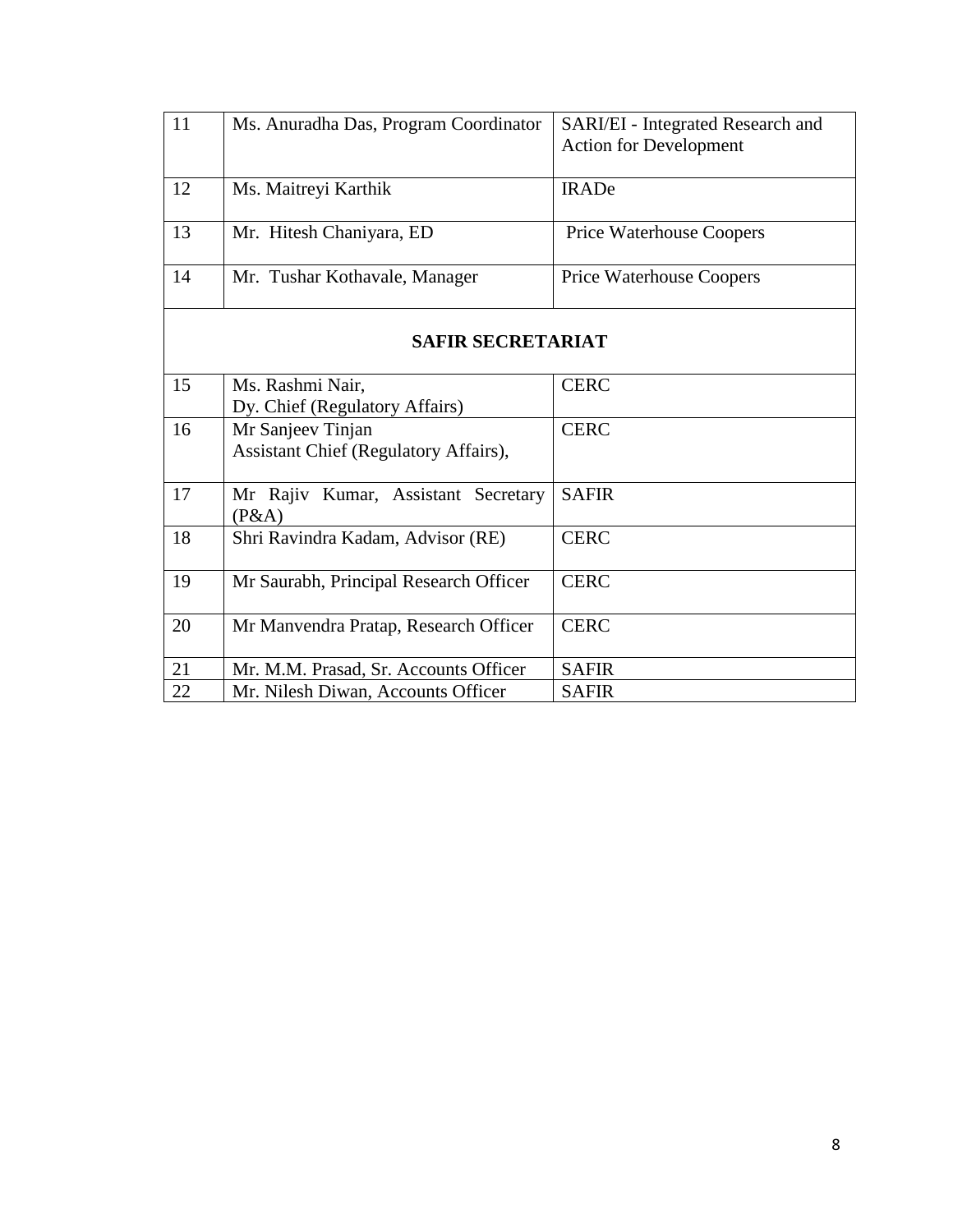| | | |
|---|---|---|
| 11 | Ms. Anuradha Das, Program Coordinator | SARI/EI - Integrated Research and Action for Development |
| 12 | Ms. Maitreyi Karthik | IRADe |
| 13 | Mr. Hitesh Chaniyara, ED | Price Waterhouse Coopers |
| 14 | Mr. Tushar Kothavale, Manager | Price Waterhouse Coopers |
| **SAFIR SECRETARIAT** | | |
| 15 | Ms. Rashmi Nair, Dy. Chief (Regulatory Affairs) | CERC |
| 16 | Mr Sanjeev Tinjan Assistant Chief (Regulatory Affairs), | CERC |
| 17 | Mr Rajiv Kumar, Assistant Secretary (P&A) | SAFIR |
| 18 | Shri Ravindra Kadam, Advisor (RE) | CERC |
| 19 | Mr Saurabh, Principal Research Officer | CERC |
| 20 | Mr Manvendra Pratap, Research Officer | CERC |
| 21 | Mr. M.M. Prasad, Sr. Accounts Officer | SAFIR |
| 22 | Mr. Nilesh Diwan, Accounts Officer | SAFIR |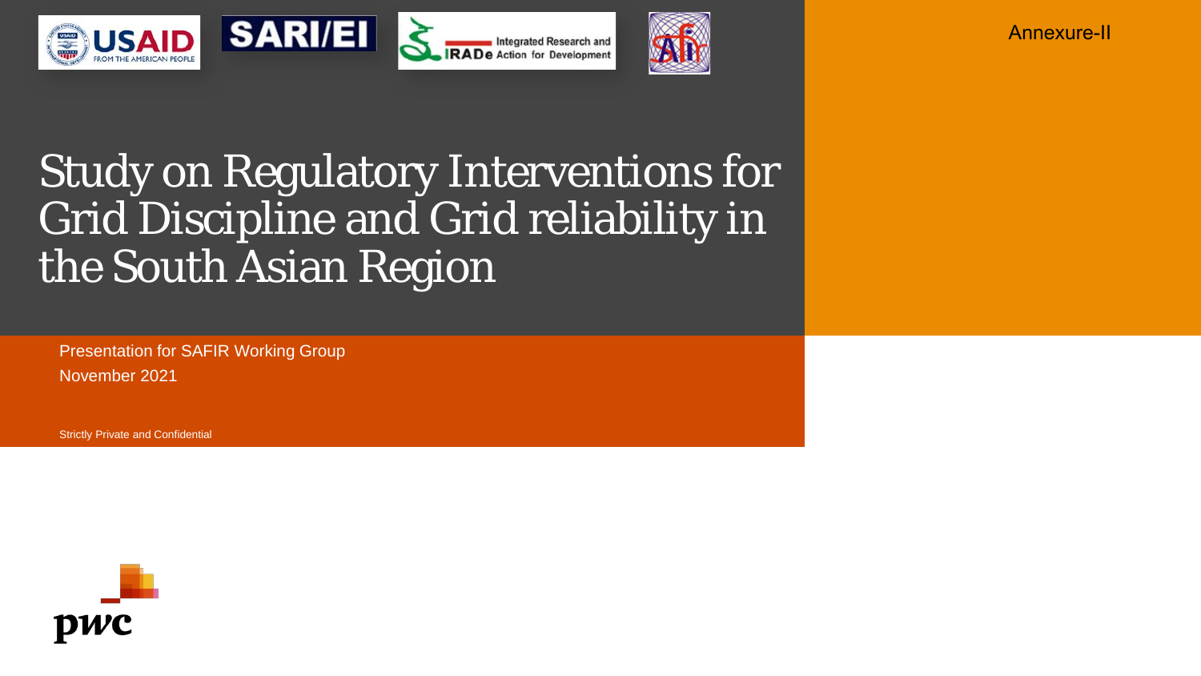Annexure-II

# Study on Regulatory Interventions for Grid Discipline and Grid reliability in the South Asian Region

Presentation for SAFIR Working Group

November 2021

Strictly Private and Confidential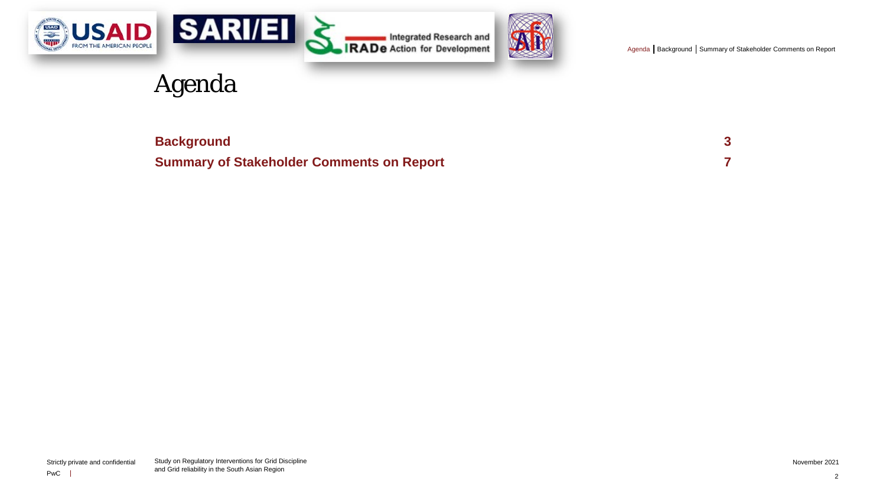# Agenda

| | |
|---|---|
| **Background** | **3** |
| **Summary of Stakeholder Comments on Report** | **7** |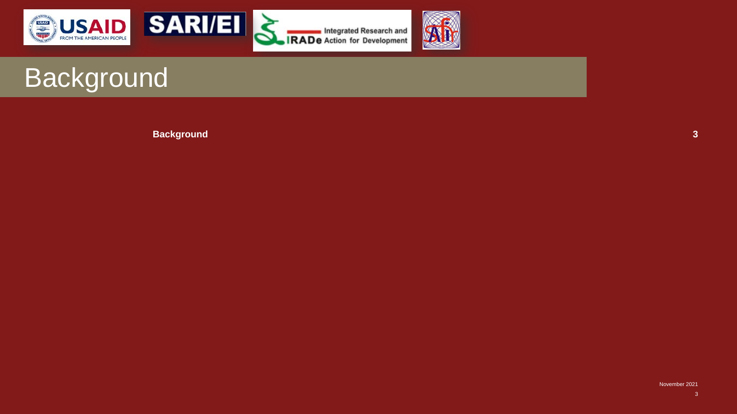# Background

**Background** **3**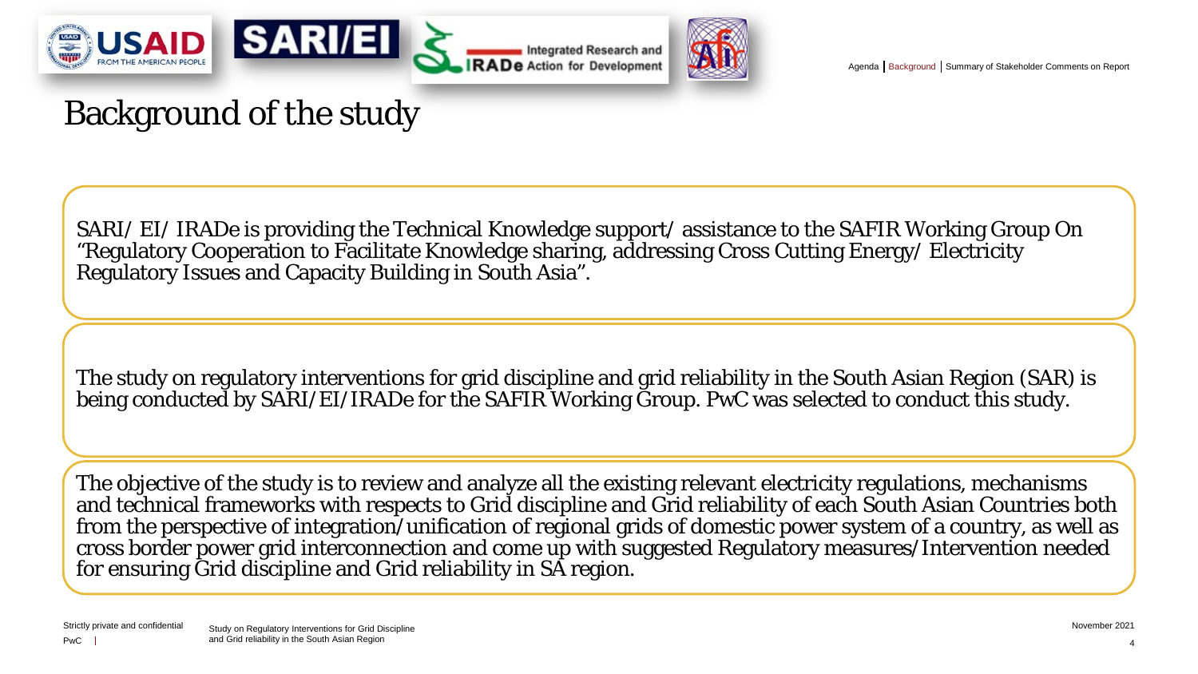# Background of the study

SARI/ EI/ IRADe is providing the Technical Knowledge support/ assistance to the SAFIR Working Group On "Regulatory Cooperation to Facilitate Knowledge sharing, addressing Cross Cutting Energy/ Electricity Regulatory Issues and Capacity Building in South Asia".

The study on regulatory interventions for grid discipline and grid reliability in the South Asian Region (SAR) is being conducted by SARI/EI/IRADe for the SAFIR Working Group. PwC was selected to conduct this study.

The objective of the study is to review and analyze all the existing relevant electricity regulations, mechanisms and technical frameworks with respects to Grid discipline and Grid reliability of each South Asian Countries both from the perspective of integration/unification of regional grids of domestic power system of a country, as well as cross border power grid interconnection and come up with suggested Regulatory measures/Intervention needed for ensuring Grid discipline and Grid reliability in SA region.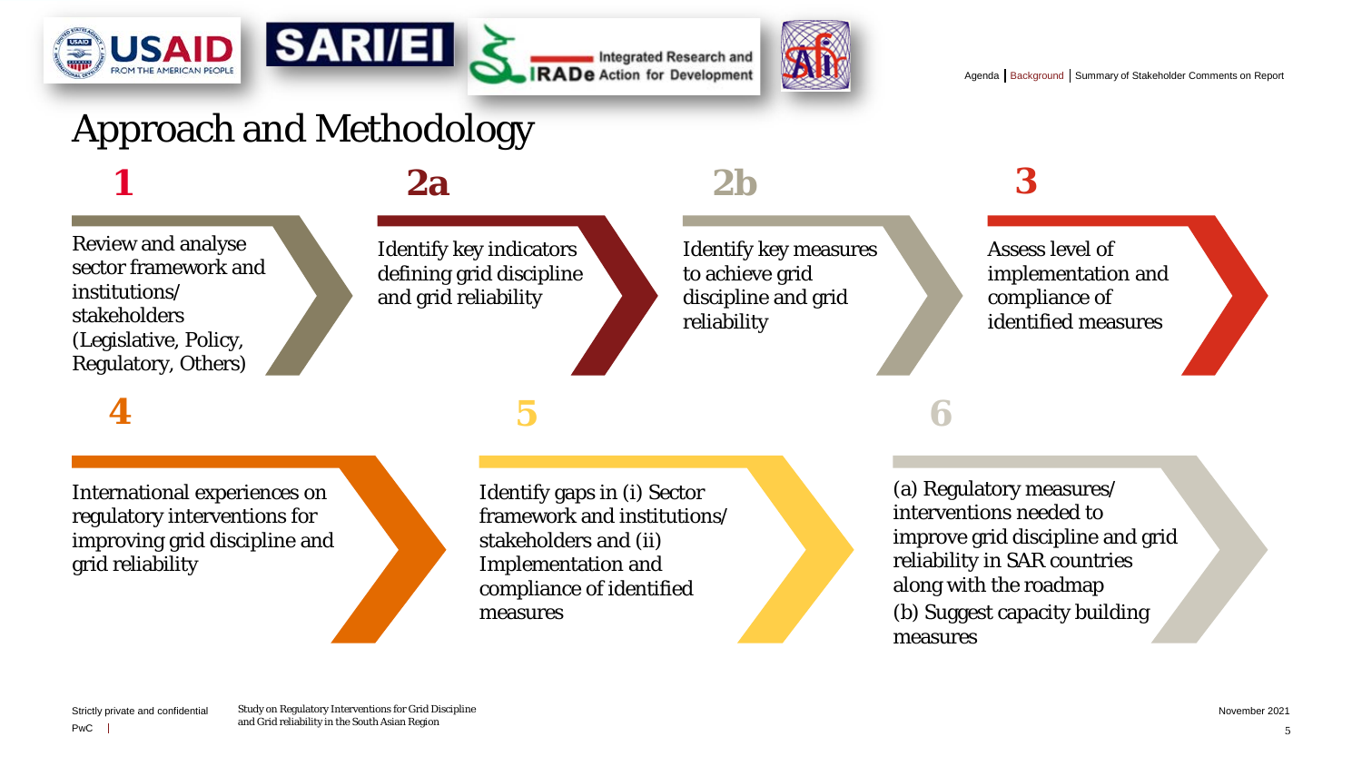# Approach and Methodology

**1**

Review and analyse sector framework and institutions/ stakeholders (Legislative, Policy, Regulatory, Others)

**2a**

Identify key indicators defining grid discipline and grid reliability

**2b**

Identify key measures to achieve grid discipline and grid reliability

**3**

Assess level of implementation and compliance of identified measures

**4**

International experiences on regulatory interventions for improving grid discipline and grid reliability

**5**

Identify gaps in (i) Sector framework and institutions/ stakeholders and (ii) Implementation and compliance of identified measures

**6**

(a) Regulatory measures/ interventions needed to improve grid discipline and grid reliability in SAR countries along with the roadmap

(b) Suggest capacity building measures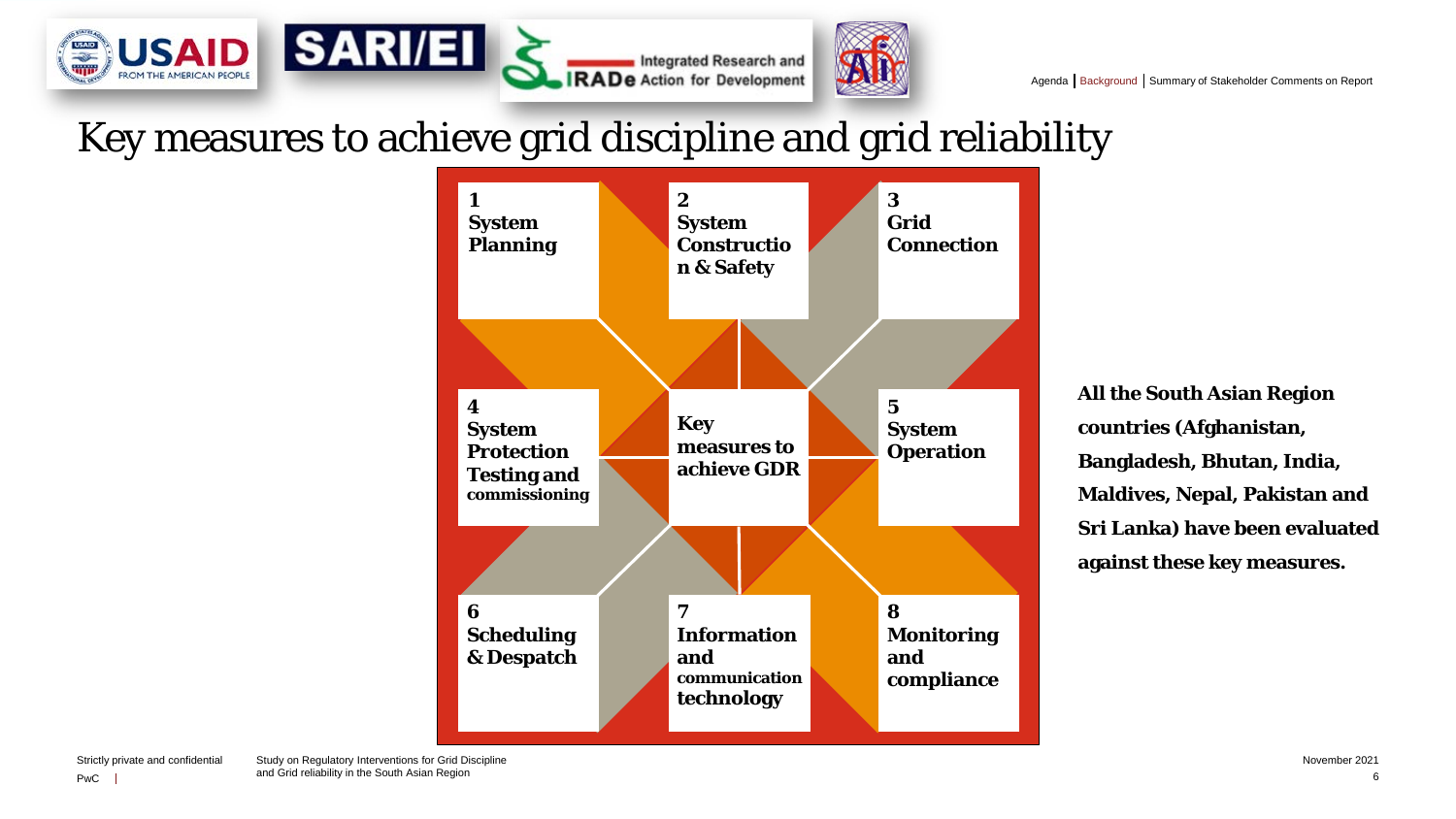# Key measures to achieve grid discipline and grid reliability

**1**
**System Planning**

**2**
**System Constructio n & Safety**

**3**
**Grid Connection**

**4**
**System Protection Testing and commissioning**

**Key measures to achieve GDR**

**5**
**System Operation**

**6**
**Scheduling & Despatch**

**7**
**Information and communication technology**

**8**
**Monitoring and compliance**

**All the South Asian Region countries (Afghanistan, Bangladesh, Bhutan, India, Maldives, Nepal, Pakistan and Sri Lanka) have been evaluated against these key measures.**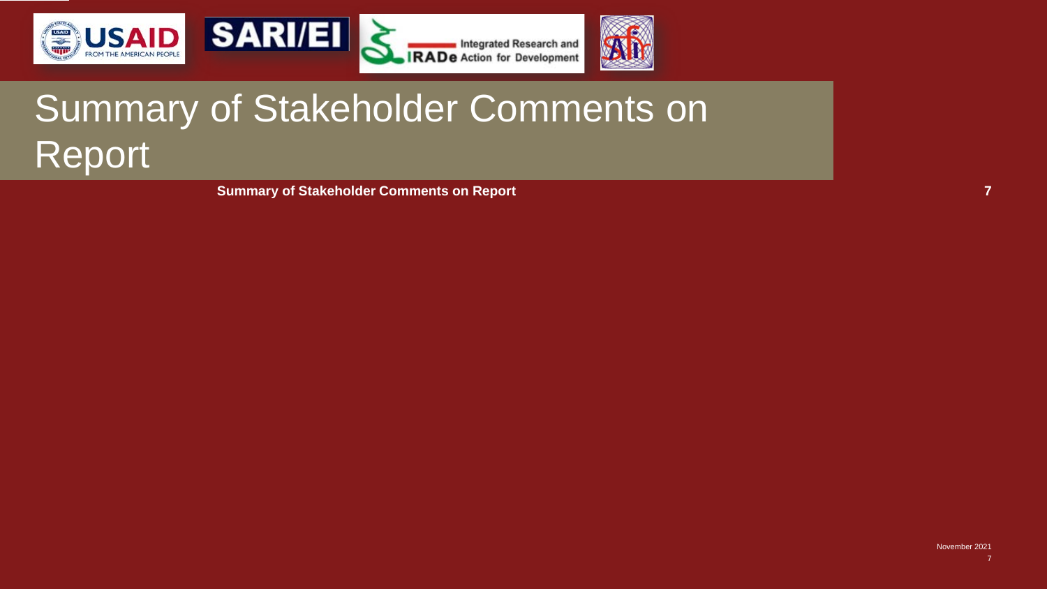# Summary of Stakeholder Comments on Report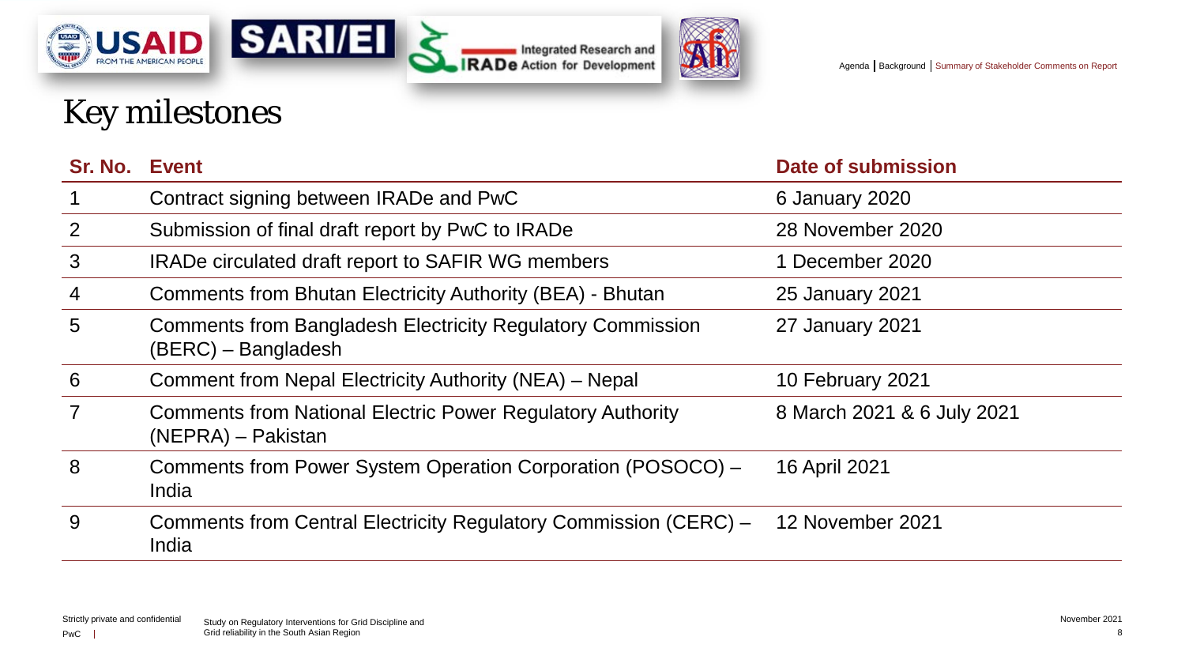# Key milestones

| Sr. No. | Event | Date of submission |
|---|---|---|
| 1 | Contract signing between IRADe and PwC | 6 January 2020 |
| 2 | Submission of final draft report by PwC to IRADe | 28 November 2020 |
| 3 | IRADe circulated draft report to SAFIR WG members | 1 December 2020 |
| 4 | Comments from Bhutan Electricity Authority (BEA) - Bhutan | 25 January 2021 |
| 5 | Comments from Bangladesh Electricity Regulatory Commission (BERC) – Bangladesh | 27 January 2021 |
| 6 | Comment from Nepal Electricity Authority (NEA) – Nepal | 10 February 2021 |
| 7 | Comments from National Electric Power Regulatory Authority (NEPRA) – Pakistan | 8 March 2021 & 6 July 2021 |
| 8 | Comments from Power System Operation Corporation (POSOCO) – India | 16 April 2021 |
| 9 | Comments from Central Electricity Regulatory Commission (CERC) – India | 12 November 2021 |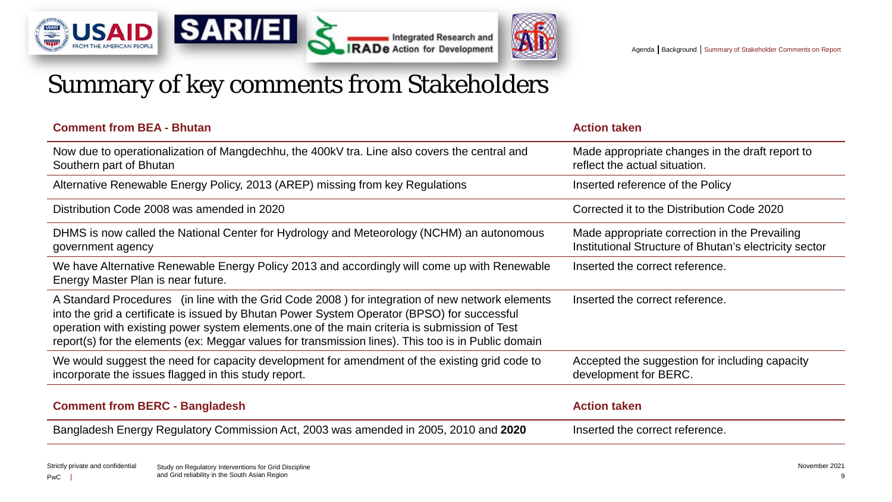# Summary of key comments from Stakeholders

| Comment from BEA - Bhutan | Action taken |
|---|---|
| Now due to operationalization of Mangdechhu, the 400kV tra. Line also covers the central and Southern part of Bhutan | Made appropriate changes in the draft report to reflect the actual situation. |
| Alternative Renewable Energy Policy, 2013 (AREP) missing from key Regulations | Inserted reference of the Policy |
| Distribution Code 2008 was amended in 2020 | Corrected it to the Distribution Code 2020 |
| DHMS is now called the National Center for Hydrology and Meteorology (NCHM) an autonomous government agency | Made appropriate correction in the Prevailing Institutional Structure of Bhutan's electricity sector |
| We have Alternative Renewable Energy Policy 2013 and accordingly will come up with Renewable Energy Master Plan is near future. | Inserted the correct reference. |
| A Standard Procedures (in line with the Grid Code 2008 ) for integration of new network elements into the grid a certificate is issued by Bhutan Power System Operator (BPSO) for successful operation with existing power system elements.one of the main criteria is submission of Test report(s) for the elements (ex: Meggar values for transmission lines). This too is in Public domain | Inserted the correct reference. |
| We would suggest the need for capacity development for amendment of the existing grid code to incorporate the issues flagged in this study report. | Accepted the suggestion for including capacity development for BERC. |

| Comment from BERC - Bangladesh | Action taken |
|---|---|
| Bangladesh Energy Regulatory Commission Act, 2003 was amended in 2005, 2010 and **2020** | Inserted the correct reference. |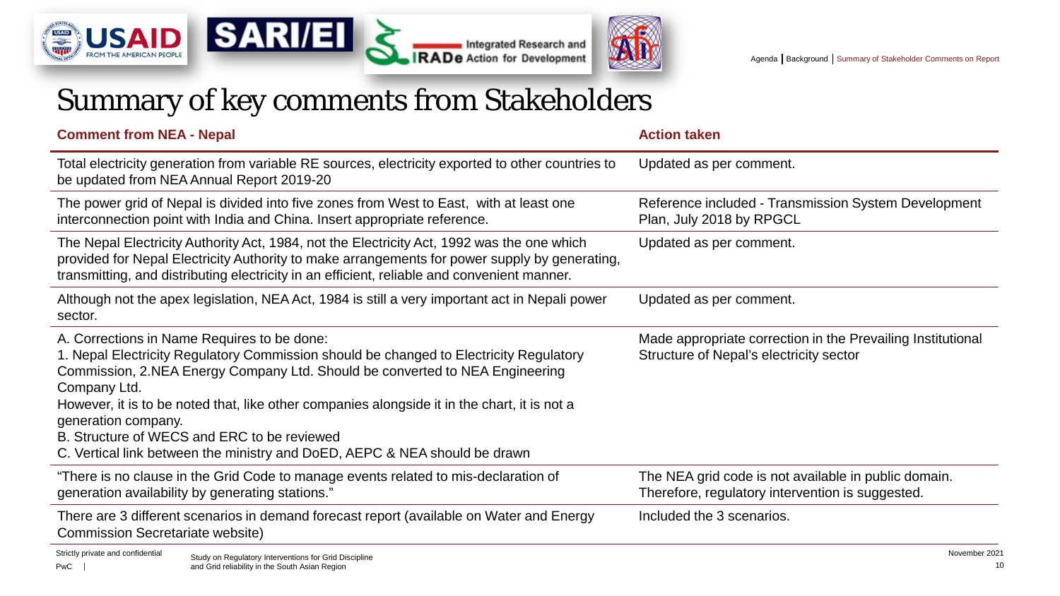# Summary of key comments from Stakeholders

| Comment from NEA - Nepal | Action taken |
|---|---|
| Total electricity generation from variable RE sources, electricity exported to other countries to be updated from NEA Annual Report 2019-20 | Updated as per comment. |
| The power grid of Nepal is divided into five zones from West to East, with at least one interconnection point with India and China. Insert appropriate reference. | Reference included - Transmission System Development Plan, July 2018 by RPGCL |
| The Nepal Electricity Authority Act, 1984, not the Electricity Act, 1992 was the one which provided for Nepal Electricity Authority to make arrangements for power supply by generating, transmitting, and distributing electricity in an efficient, reliable and convenient manner. | Updated as per comment. |
| Although not the apex legislation, NEA Act, 1984 is still a very important act in Nepali power sector. | Updated as per comment. |
| A. Corrections in Name Requires to be done:<br>1. Nepal Electricity Regulatory Commission should be changed to Electricity Regulatory Commission, 2.NEA Energy Company Ltd. Should be converted to NEA Engineering Company Ltd.<br>However, it is to be noted that, like other companies alongside it in the chart, it is not a generation company.<br>B. Structure of WECS and ERC to be reviewed<br>C. Vertical link between the ministry and DoED, AEPC & NEA should be drawn | Made appropriate correction in the Prevailing Institutional Structure of Nepal's electricity sector |
| "There is no clause in the Grid Code to manage events related to mis-declaration of generation availability by generating stations." | The NEA grid code is not available in public domain. Therefore, regulatory intervention is suggested. |
| There are 3 different scenarios in demand forecast report (available on Water and Energy Commission Secretariate website) | Included the 3 scenarios. |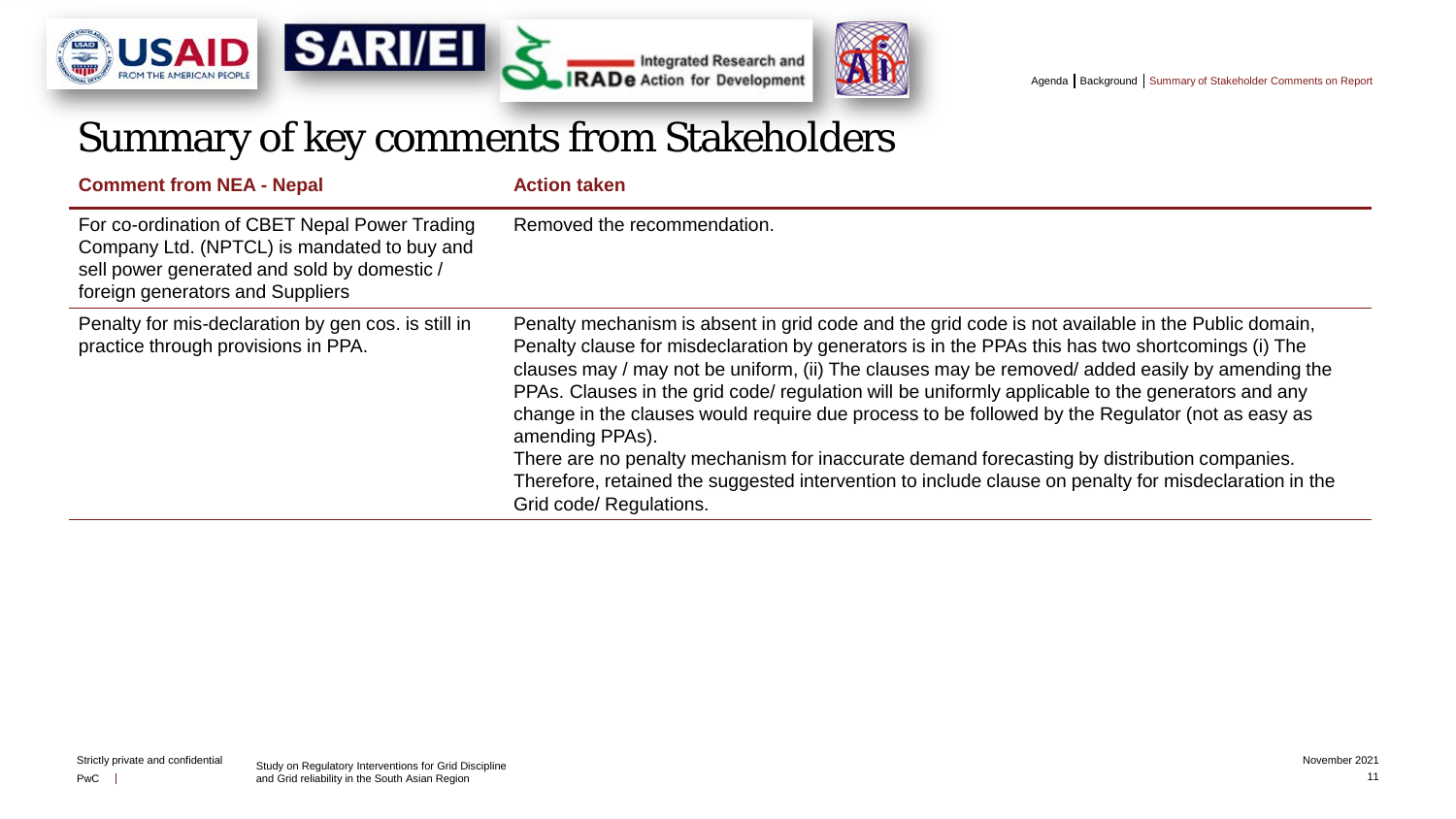# Summary of key comments from Stakeholders

| Comment from NEA - Nepal | Action taken |
|---|---|
| For co-ordination of CBET Nepal Power Trading Company Ltd. (NPTCL) is mandated to buy and sell power generated and sold by domestic / foreign generators and Suppliers | Removed the recommendation. |
| Penalty for mis-declaration by gen cos. is still in practice through provisions in PPA. | Penalty mechanism is absent in grid code and the grid code is not available in the Public domain, Penalty clause for misdeclaration by generators is in the PPAs this has two shortcomings (i) The clauses may / may not be uniform, (ii) The clauses may be removed/ added easily by amending the PPAs. Clauses in the grid code/ regulation will be uniformly applicable to the generators and any change in the clauses would require due process to be followed by the Regulator (not as easy as amending PPAs).<br>There are no penalty mechanism for inaccurate demand forecasting by distribution companies.<br>Therefore, retained the suggested intervention to include clause on penalty for misdeclaration in the Grid code/ Regulations. |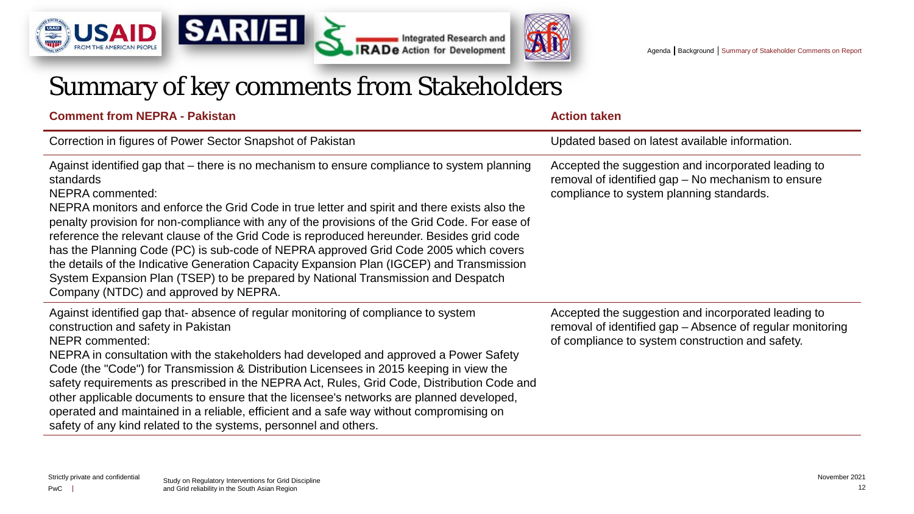# Summary of key comments from Stakeholders

| Comment from NEPRA - Pakistan | Action taken |
|---|---|
| Correction in figures of Power Sector Snapshot of Pakistan | Updated based on latest available information. |
| Against identified gap that – there is no mechanism to ensure compliance to system planning standards<br>NEPRA commented:<br>NEPRA monitors and enforce the Grid Code in true letter and spirit and there exists also the penalty provision for non-compliance with any of the provisions of the Grid Code. For ease of reference the relevant clause of the Grid Code is reproduced hereunder. Besides grid code has the Planning Code (PC) is sub-code of NEPRA approved Grid Code 2005 which covers the details of the Indicative Generation Capacity Expansion Plan (IGCEP) and Transmission System Expansion Plan (TSEP) to be prepared by National Transmission and Despatch Company (NTDC) and approved by NEPRA. | Accepted the suggestion and incorporated leading to removal of identified gap – No mechanism to ensure compliance to system planning standards. |
| Against identified gap that- absence of regular monitoring of compliance to system construction and safety in Pakistan<br>NEPR commented:<br>NEPRA in consultation with the stakeholders had developed and approved a Power Safety Code (the "Code") for Transmission & Distribution Licensees in 2015 keeping in view the safety requirements as prescribed in the NEPRA Act, Rules, Grid Code, Distribution Code and other applicable documents to ensure that the licensee's networks are planned developed, operated and maintained in a reliable, efficient and a safe way without compromising on safety of any kind related to the systems, personnel and others. | Accepted the suggestion and incorporated leading to removal of identified gap – Absence of regular monitoring of compliance to system construction and safety. |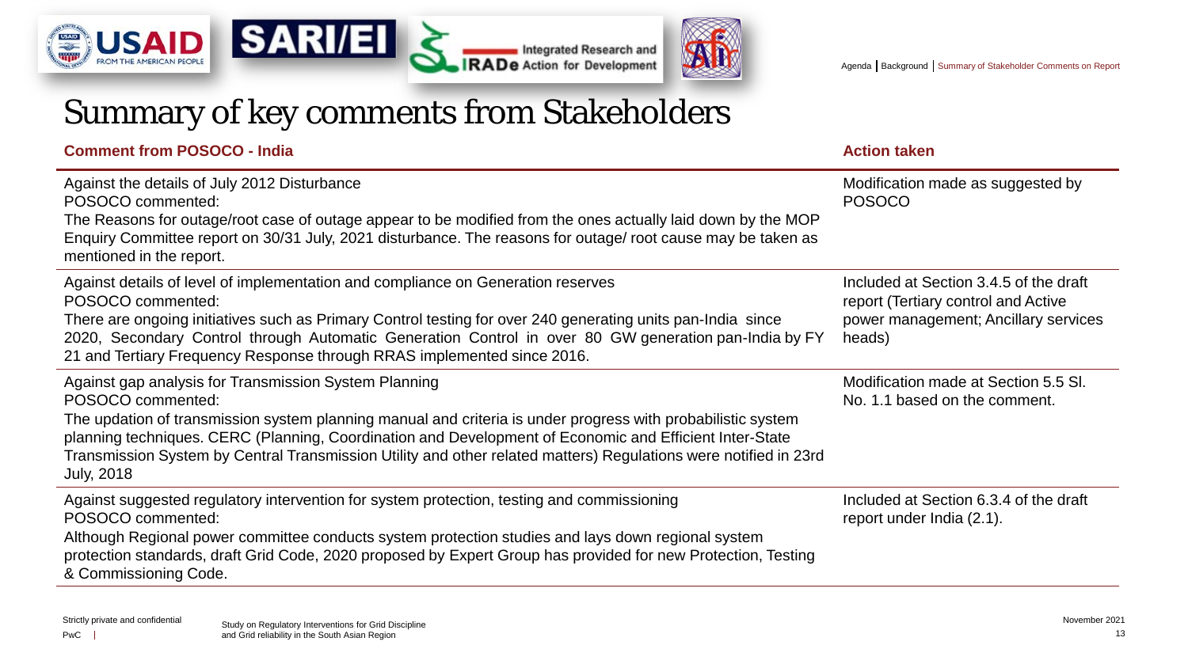# Summary of key comments from Stakeholders

| Comment from POSOCO - India | Action taken |
|---|---|
| Against the details of July 2012 Disturbance<br>POSOCO commented:<br>The Reasons for outage/root case of outage appear to be modified from the ones actually laid down by the MOP Enquiry Committee report on 30/31 July, 2021 disturbance. The reasons for outage/ root cause may be taken as mentioned in the report. | Modification made as suggested by POSOCO |
| Against details of level of implementation and compliance on Generation reserves<br>POSOCO commented:<br>There are ongoing initiatives such as Primary Control testing for over 240 generating units pan-India since 2020, Secondary Control through Automatic Generation Control in over 80 GW generation pan-India by FY 21 and Tertiary Frequency Response through RRAS implemented since 2016. | Included at Section 3.4.5 of the draft report (Tertiary control and Active power management; Ancillary services heads) |
| Against gap analysis for Transmission System Planning<br>POSOCO commented:<br>The updation of transmission system planning manual and criteria is under progress with probabilistic system planning techniques. CERC (Planning, Coordination and Development of Economic and Efficient Inter-State Transmission System by Central Transmission Utility and other related matters) Regulations were notified in 23rd July, 2018 | Modification made at Section 5.5 Sl. No. 1.1 based on the comment. |
| Against suggested regulatory intervention for system protection, testing and commissioning<br>POSOCO commented:<br>Although Regional power committee conducts system protection studies and lays down regional system protection standards, draft Grid Code, 2020 proposed by Expert Group has provided for new Protection, Testing & Commissioning Code. | Included at Section 6.3.4 of the draft report under India (2.1). |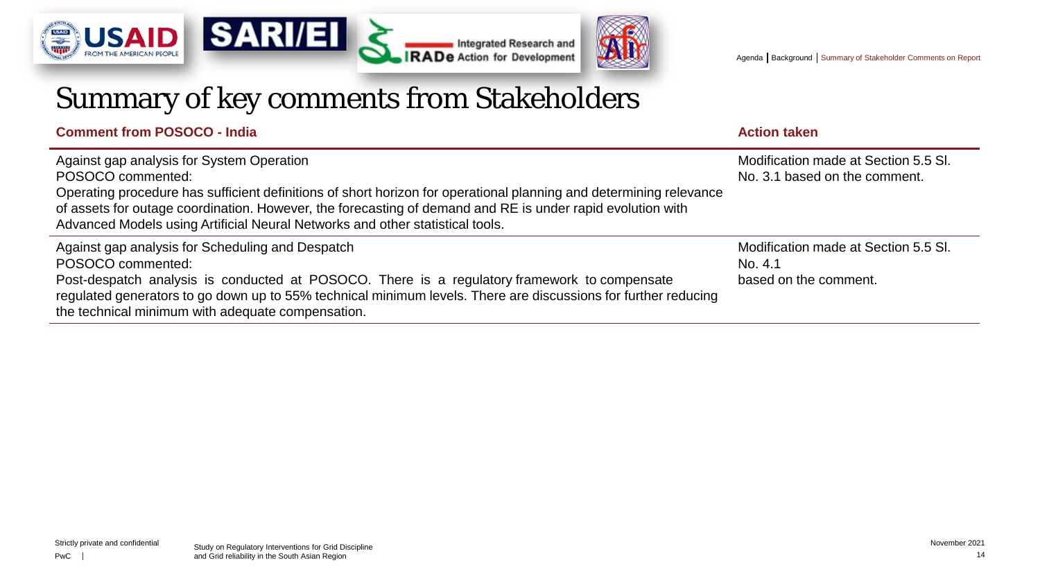# Summary of key comments from Stakeholders

| Comment from POSOCO - India | Action taken |
|---|---|
| Against gap analysis for System Operation<br>POSOCO commented:<br>Operating procedure has sufficient definitions of short horizon for operational planning and determining relevance of assets for outage coordination. However, the forecasting of demand and RE is under rapid evolution with Advanced Models using Artificial Neural Networks and other statistical tools. | Modification made at Section 5.5 Sl. No. 3.1 based on the comment. |
| Against gap analysis for Scheduling and Despatch<br>POSOCO commented:<br>Post-despatch analysis is conducted at POSOCO. There is a regulatory framework to compensate regulated generators to go down up to 55% technical minimum levels. There are discussions for further reducing the technical minimum with adequate compensation. | Modification made at Section 5.5 Sl. No. 4.1 based on the comment. |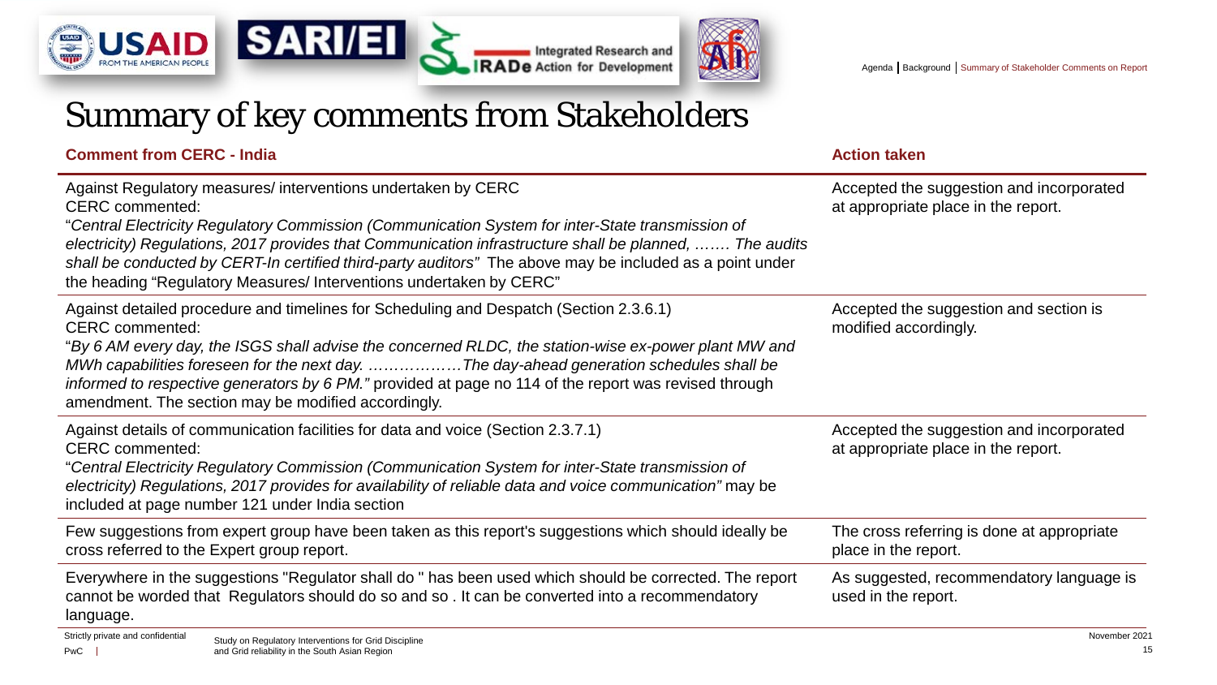# Summary of key comments from Stakeholders

| Comment from CERC - India | Action taken |
| --- | --- |
| Against Regulatory measures/ interventions undertaken by CERC<br>CERC commented:<br>"*Central Electricity Regulatory Commission (Communication System for inter-State transmission of electricity) Regulations, 2017 provides that Communication infrastructure shall be planned, ……. The audits shall be conducted by CERT-In certified third-party auditors*" The above may be included as a point under the heading "Regulatory Measures/ Interventions undertaken by CERC" | Accepted the suggestion and incorporated at appropriate place in the report. |
| Against detailed procedure and timelines for Scheduling and Despatch (Section 2.3.6.1)<br>CERC commented:<br>"*By 6 AM every day, the ISGS shall advise the concerned RLDC, the station-wise ex-power plant MW and MWh capabilities foreseen for the next day. ………………The day-ahead generation schedules shall be informed to respective generators by 6 PM.*" provided at page no 114 of the report was revised through amendment. The section may be modified accordingly. | Accepted the suggestion and section is modified accordingly. |
| Against details of communication facilities for data and voice (Section 2.3.7.1)<br>CERC commented:<br>"*Central Electricity Regulatory Commission (Communication System for inter-State transmission of electricity) Regulations, 2017 provides for availability of reliable data and voice communication*" may be included at page number 121 under India section | Accepted the suggestion and incorporated at appropriate place in the report. |
| Few suggestions from expert group have been taken as this report's suggestions which should ideally be cross referred to the Expert group report. | The cross referring is done at appropriate place in the report. |
| Everywhere in the suggestions "Regulator shall do " has been used which should be corrected. The report cannot be worded that Regulators should do so and so . It can be converted into a recommendatory language. | As suggested, recommendatory language is used in the report. |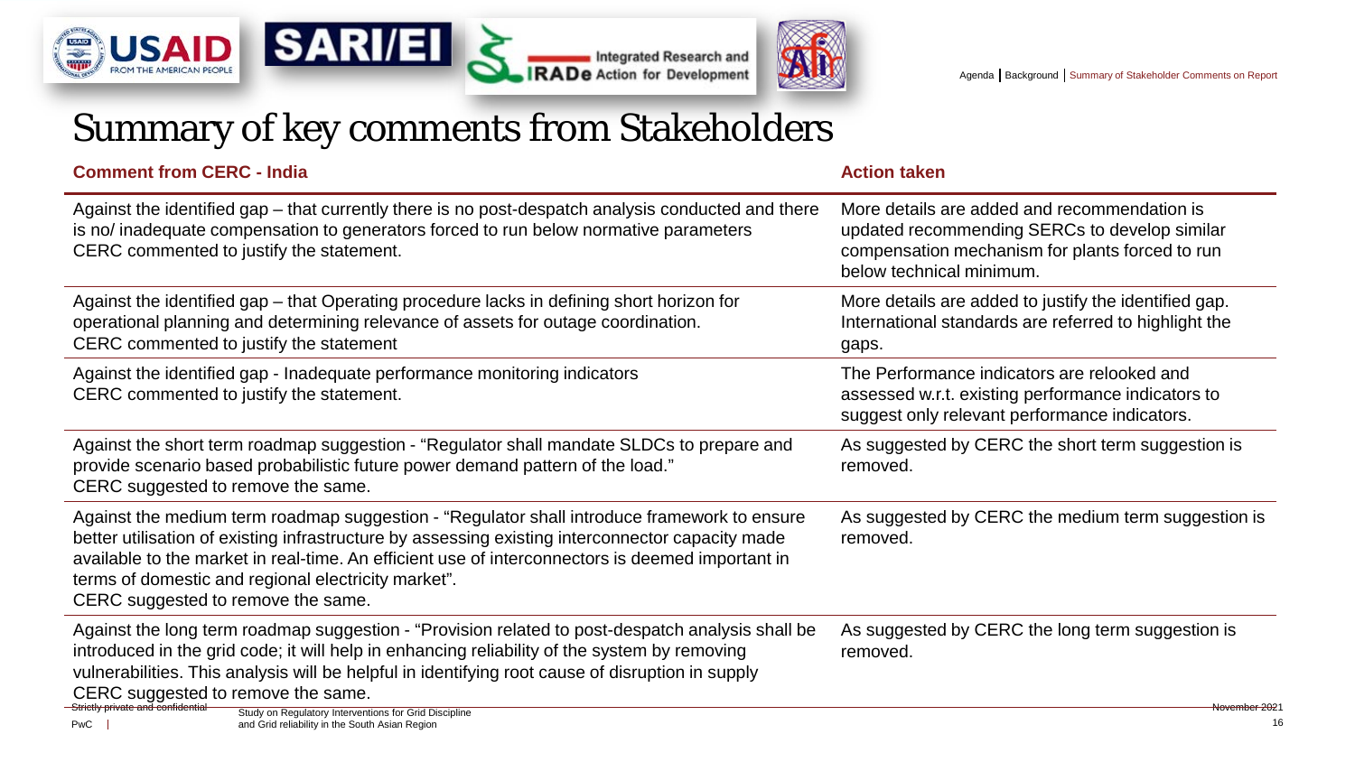# Summary of key comments from Stakeholders

| Comment from CERC - India | Action taken |
| --- | --- |
| Against the identified gap – that currently there is no post-despatch analysis conducted and there is no/ inadequate compensation to generators forced to run below normative parameters CERC commented to justify the statement. | More details are added and recommendation is updated recommending SERCs to develop similar compensation mechanism for plants forced to run below technical minimum. |
| Against the identified gap – that Operating procedure lacks in defining short horizon for operational planning and determining relevance of assets for outage coordination. CERC commented to justify the statement | More details are added to justify the identified gap. International standards are referred to highlight the gaps. |
| Against the identified gap - Inadequate performance monitoring indicators CERC commented to justify the statement. | The Performance indicators are relooked and assessed w.r.t. existing performance indicators to suggest only relevant performance indicators. |
| Against the short term roadmap suggestion - "Regulator shall mandate SLDCs to prepare and provide scenario based probabilistic future power demand pattern of the load." CERC suggested to remove the same. | As suggested by CERC the short term suggestion is removed. |
| Against the medium term roadmap suggestion - "Regulator shall introduce framework to ensure better utilisation of existing infrastructure by assessing existing interconnector capacity made available to the market in real-time. An efficient use of interconnectors is deemed important in terms of domestic and regional electricity market". CERC suggested to remove the same. | As suggested by CERC the medium term suggestion is removed. |
| Against the long term roadmap suggestion - "Provision related to post-despatch analysis shall be introduced in the grid code; it will help in enhancing reliability of the system by removing vulnerabilities. This analysis will be helpful in identifying root cause of disruption in supply CERC suggested to remove the same. | As suggested by CERC the long term suggestion is removed. |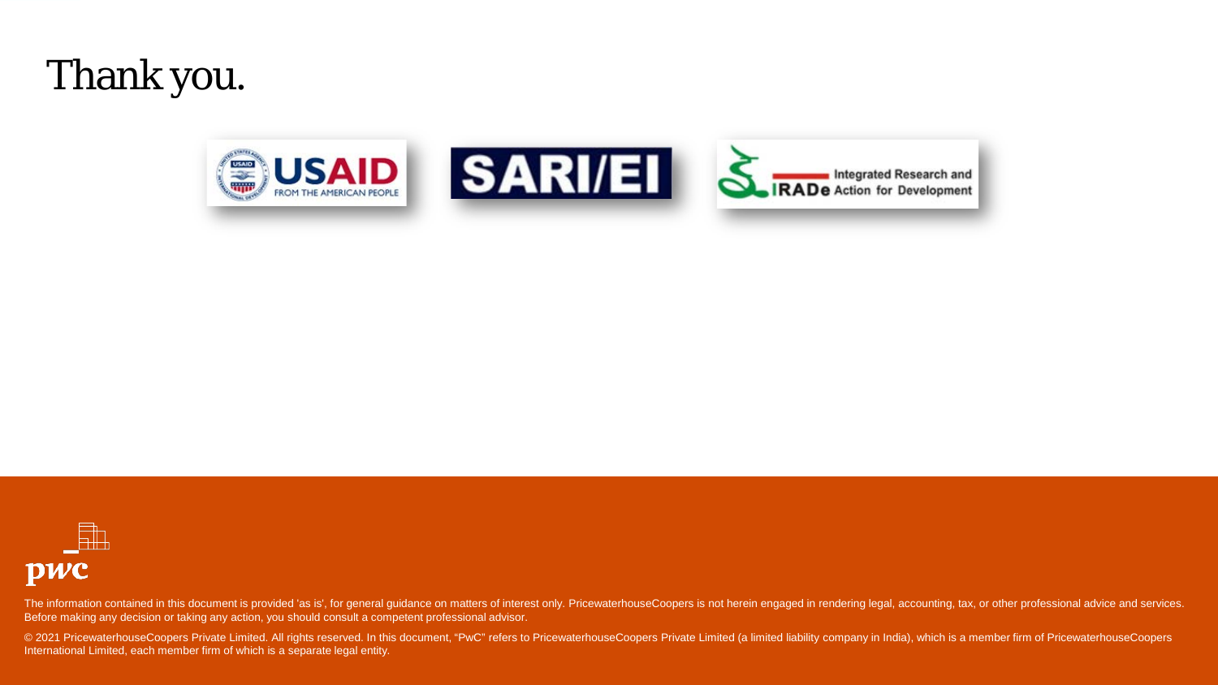# Thank you.

The information contained in this document is provided 'as is', for general guidance on matters of interest only. PricewaterhouseCoopers is not herein engaged in rendering legal, accounting, tax, or other professional advice and services. Before making any decision or taking any action, you should consult a competent professional advisor.

© 2021 PricewaterhouseCoopers Private Limited. All rights reserved. In this document, "PwC" refers to PricewaterhouseCoopers Private Limited (a limited liability company in India), which is a member firm of PricewaterhouseCoopers International Limited, each member firm of which is a separate legal entity.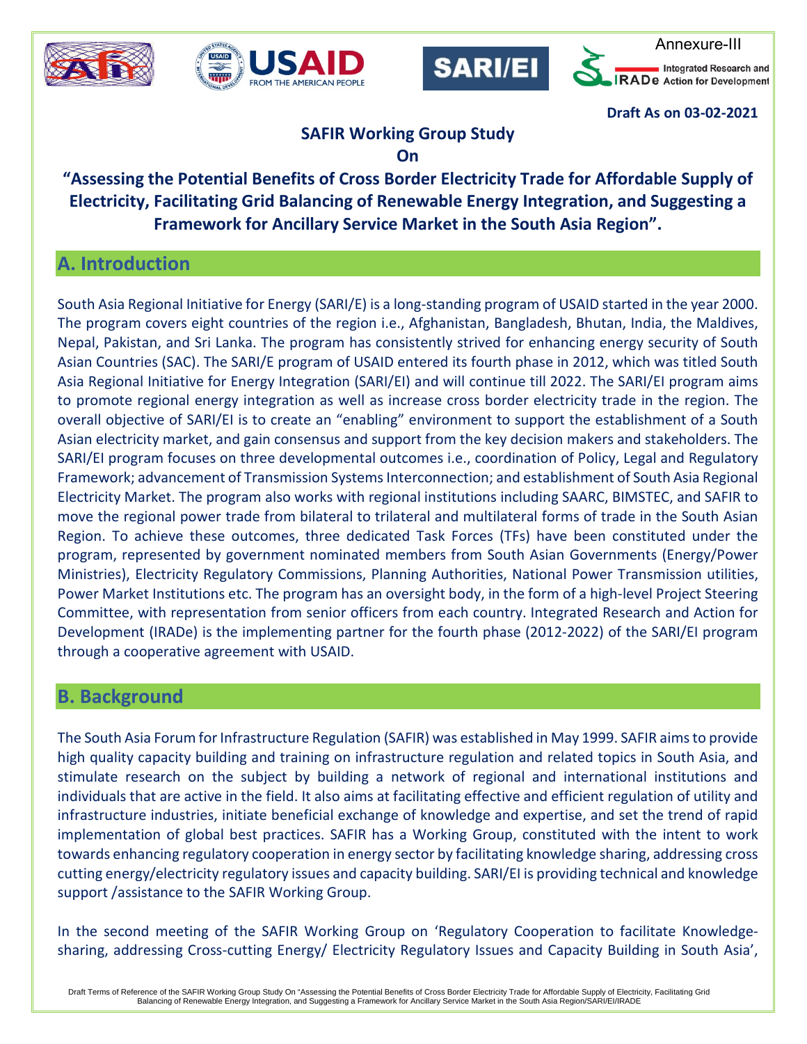Annexure-III

**Draft As on 03-02-2021**

**SAFIR Working Group Study**

**On**

# "Assessing the Potential Benefits of Cross Border Electricity Trade for Affordable Supply of Electricity, Facilitating Grid Balancing of Renewable Energy Integration, and Suggesting a Framework for Ancillary Service Market in the South Asia Region".

## A. Introduction

South Asia Regional Initiative for Energy (SARI/E) is a long-standing program of USAID started in the year 2000. The program covers eight countries of the region i.e., Afghanistan, Bangladesh, Bhutan, India, the Maldives, Nepal, Pakistan, and Sri Lanka. The program has consistently strived for enhancing energy security of South Asian Countries (SAC). The SARI/E program of USAID entered its fourth phase in 2012, which was titled South Asia Regional Initiative for Energy Integration (SARI/EI) and will continue till 2022. The SARI/EI program aims to promote regional energy integration as well as increase cross border electricity trade in the region. The overall objective of SARI/EI is to create an "enabling" environment to support the establishment of a South Asian electricity market, and gain consensus and support from the key decision makers and stakeholders. The SARI/EI program focuses on three developmental outcomes i.e., coordination of Policy, Legal and Regulatory Framework; advancement of Transmission Systems Interconnection; and establishment of South Asia Regional Electricity Market. The program also works with regional institutions including SAARC, BIMSTEC, and SAFIR to move the regional power trade from bilateral to trilateral and multilateral forms of trade in the South Asian Region. To achieve these outcomes, three dedicated Task Forces (TFs) have been constituted under the program, represented by government nominated members from South Asian Governments (Energy/Power Ministries), Electricity Regulatory Commissions, Planning Authorities, National Power Transmission utilities, Power Market Institutions etc. The program has an oversight body, in the form of a high-level Project Steering Committee, with representation from senior officers from each country. Integrated Research and Action for Development (IRADe) is the implementing partner for the fourth phase (2012-2022) of the SARI/EI program through a cooperative agreement with USAID.

## B. Background

The South Asia Forum for Infrastructure Regulation (SAFIR) was established in May 1999. SAFIR aims to provide high quality capacity building and training on infrastructure regulation and related topics in South Asia, and stimulate research on the subject by building a network of regional and international institutions and individuals that are active in the field. It also aims at facilitating effective and efficient regulation of utility and infrastructure industries, initiate beneficial exchange of knowledge and expertise, and set the trend of rapid implementation of global best practices. SAFIR has a Working Group, constituted with the intent to work towards enhancing regulatory cooperation in energy sector by facilitating knowledge sharing, addressing cross cutting energy/electricity regulatory issues and capacity building. SARI/EI is providing technical and knowledge support /assistance to the SAFIR Working Group.

In the second meeting of the SAFIR Working Group on 'Regulatory Cooperation to facilitate Knowledge-sharing, addressing Cross-cutting Energy/ Electricity Regulatory Issues and Capacity Building in South Asia',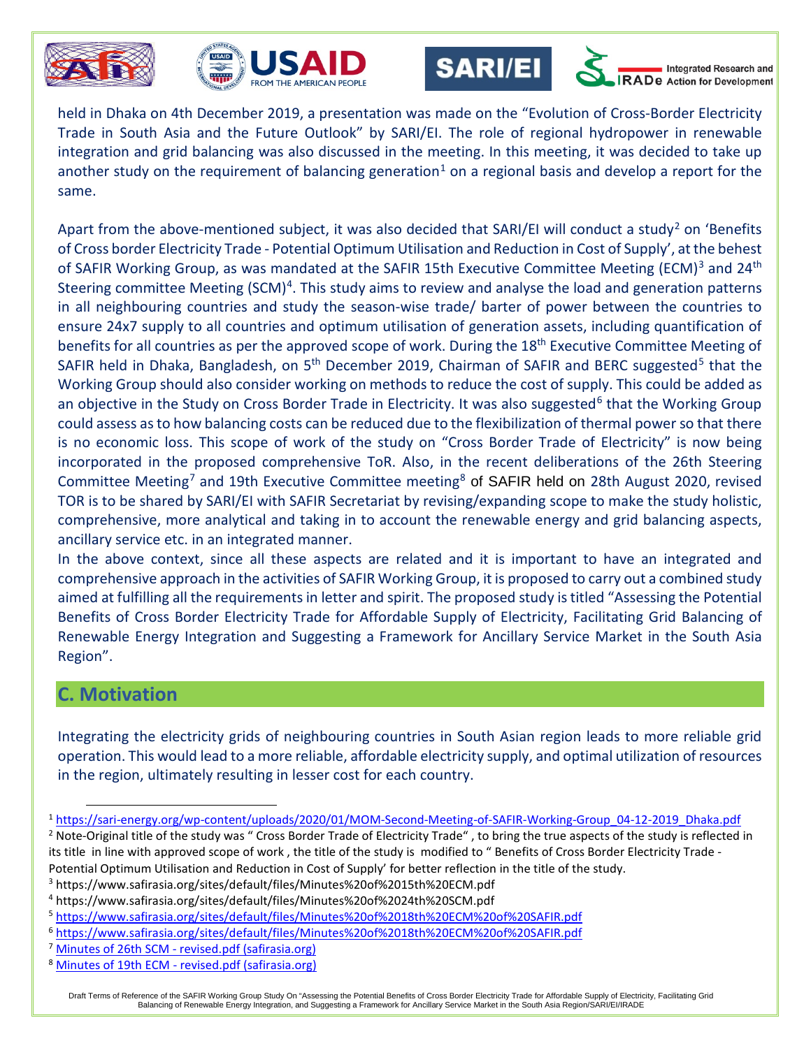held in Dhaka on 4th December 2019, a presentation was made on the "Evolution of Cross-Border Electricity Trade in South Asia and the Future Outlook" by SARI/EI. The role of regional hydropower in renewable integration and grid balancing was also discussed in the meeting. In this meeting, it was decided to take up another study on the requirement of balancing generation[1] on a regional basis and develop a report for the same.

Apart from the above-mentioned subject, it was also decided that SARI/EI will conduct a study[2] on 'Benefits of Cross border Electricity Trade - Potential Optimum Utilisation and Reduction in Cost of Supply', at the behest of SAFIR Working Group, as was mandated at the SAFIR 15th Executive Committee Meeting (ECM)[3] and 24th Steering committee Meeting (SCM)[4]. This study aims to review and analyse the load and generation patterns in all neighbouring countries and study the season-wise trade/ barter of power between the countries to ensure 24x7 supply to all countries and optimum utilisation of generation assets, including quantification of benefits for all countries as per the approved scope of work. During the 18th Executive Committee Meeting of SAFIR held in Dhaka, Bangladesh, on 5th December 2019, Chairman of SAFIR and BERC suggested[5] that the Working Group should also consider working on methods to reduce the cost of supply. This could be added as an objective in the Study on Cross Border Trade in Electricity. It was also suggested[6] that the Working Group could assess as to how balancing costs can be reduced due to the flexibilization of thermal power so that there is no economic loss. This scope of work of the study on "Cross Border Trade of Electricity" is now being incorporated in the proposed comprehensive ToR. Also, in the recent deliberations of the 26th Steering Committee Meeting[7] and 19th Executive Committee meeting[8] of SAFIR held on 28th August 2020, revised TOR is to be shared by SARI/EI with SAFIR Secretariat by revising/expanding scope to make the study holistic, comprehensive, more analytical and taking in to account the renewable energy and grid balancing aspects, ancillary service etc. in an integrated manner.

In the above context, since all these aspects are related and it is important to have an integrated and comprehensive approach in the activities of SAFIR Working Group, it is proposed to carry out a combined study aimed at fulfilling all the requirements in letter and spirit. The proposed study is titled "Assessing the Potential Benefits of Cross Border Electricity Trade for Affordable Supply of Electricity, Facilitating Grid Balancing of Renewable Energy Integration and Suggesting a Framework for Ancillary Service Market in the South Asia Region".

## C. Motivation

Integrating the electricity grids of neighbouring countries in South Asian region leads to more reliable grid operation. This would lead to a more reliable, affordable electricity supply, and optimal utilization of resources in the region, ultimately resulting in lesser cost for each country.

---

[1] https://sari-energy.org/wp-content/uploads/2020/01/MOM-Second-Meeting-of-SAFIR-Working-Group_04-12-2019_Dhaka.pdf

[2] Note-Original title of the study was " Cross Border Trade of Electricity Trade" , to bring the true aspects of the study is reflected in its title in line with approved scope of work , the title of the study is modified to " Benefits of Cross Border Electricity Trade - Potential Optimum Utilisation and Reduction in Cost of Supply' for better reflection in the title of the study.

[3] https://www.safirasia.org/sites/default/files/Minutes%20of%2015th%20ECM.pdf

[4] https://www.safirasia.org/sites/default/files/Minutes%20of%2024th%20SCM.pdf

[5] https://www.safirasia.org/sites/default/files/Minutes%20of%2018th%20ECM%20of%20SAFIR.pdf

[6] https://www.safirasia.org/sites/default/files/Minutes%20of%2018th%20ECM%20of%20SAFIR.pdf

[7] Minutes of 26th SCM - revised.pdf (safirasia.org)

[8] Minutes of 19th ECM - revised.pdf (safirasia.org)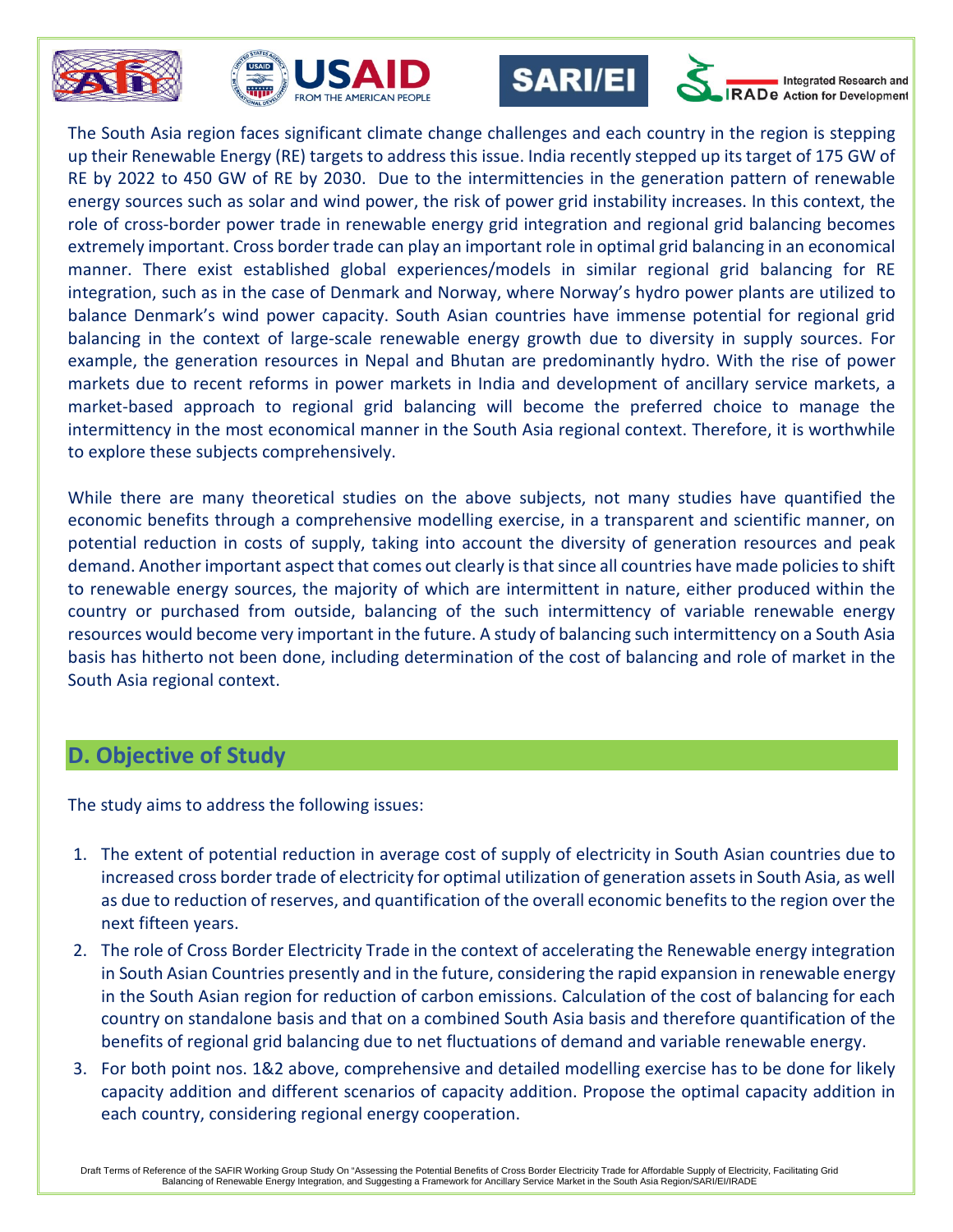The South Asia region faces significant climate change challenges and each country in the region is stepping up their Renewable Energy (RE) targets to address this issue. India recently stepped up its target of 175 GW of RE by 2022 to 450 GW of RE by 2030. Due to the intermittencies in the generation pattern of renewable energy sources such as solar and wind power, the risk of power grid instability increases. In this context, the role of cross-border power trade in renewable energy grid integration and regional grid balancing becomes extremely important. Cross border trade can play an important role in optimal grid balancing in an economical manner. There exist established global experiences/models in similar regional grid balancing for RE integration, such as in the case of Denmark and Norway, where Norway's hydro power plants are utilized to balance Denmark's wind power capacity. South Asian countries have immense potential for regional grid balancing in the context of large-scale renewable energy growth due to diversity in supply sources. For example, the generation resources in Nepal and Bhutan are predominantly hydro. With the rise of power markets due to recent reforms in power markets in India and development of ancillary service markets, a market-based approach to regional grid balancing will become the preferred choice to manage the intermittency in the most economical manner in the South Asia regional context. Therefore, it is worthwhile to explore these subjects comprehensively.

While there are many theoretical studies on the above subjects, not many studies have quantified the economic benefits through a comprehensive modelling exercise, in a transparent and scientific manner, on potential reduction in costs of supply, taking into account the diversity of generation resources and peak demand. Another important aspect that comes out clearly is that since all countries have made policies to shift to renewable energy sources, the majority of which are intermittent in nature, either produced within the country or purchased from outside, balancing of the such intermittency of variable renewable energy resources would become very important in the future. A study of balancing such intermittency on a South Asia basis has hitherto not been done, including determination of the cost of balancing and role of market in the South Asia regional context.

## D. Objective of Study

The study aims to address the following issues:

1. The extent of potential reduction in average cost of supply of electricity in South Asian countries due to increased cross border trade of electricity for optimal utilization of generation assets in South Asia, as well as due to reduction of reserves, and quantification of the overall economic benefits to the region over the next fifteen years.
2. The role of Cross Border Electricity Trade in the context of accelerating the Renewable energy integration in South Asian Countries presently and in the future, considering the rapid expansion in renewable energy in the South Asian region for reduction of carbon emissions. Calculation of the cost of balancing for each country on standalone basis and that on a combined South Asia basis and therefore quantification of the benefits of regional grid balancing due to net fluctuations of demand and variable renewable energy.
3. For both point nos. 1&2 above, comprehensive and detailed modelling exercise has to be done for likely capacity addition and different scenarios of capacity addition. Propose the optimal capacity addition in each country, considering regional energy cooperation.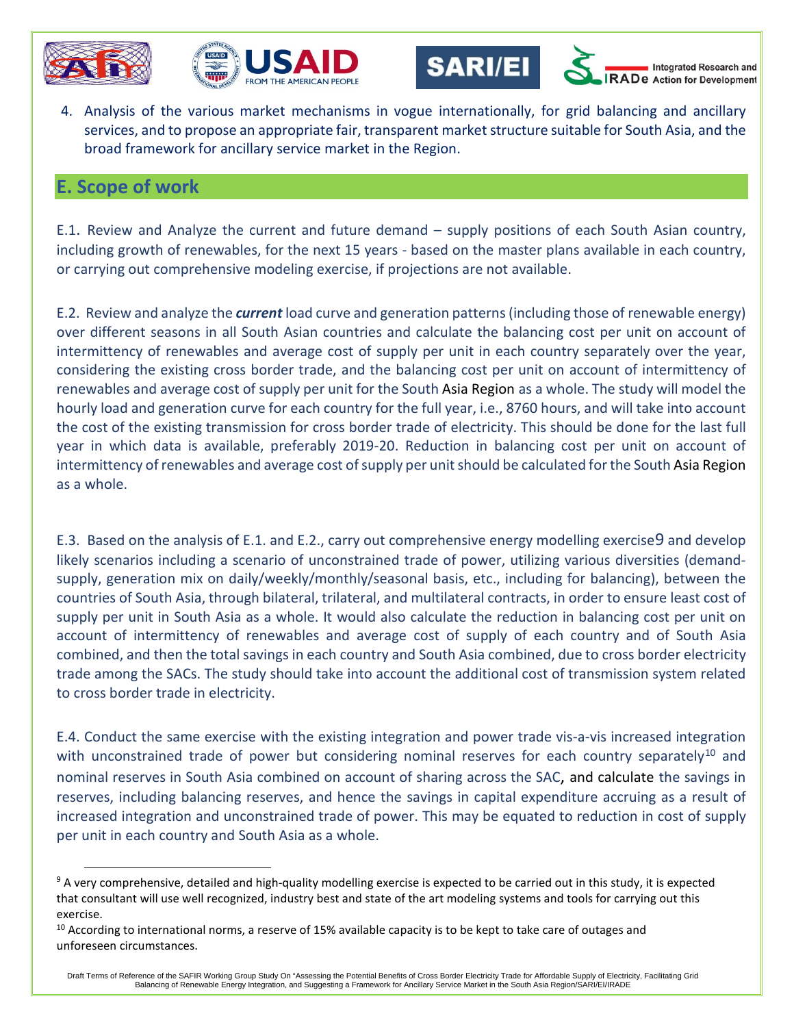4. Analysis of the various market mechanisms in vogue internationally, for grid balancing and ancillary services, and to propose an appropriate fair, transparent market structure suitable for South Asia, and the broad framework for ancillary service market in the Region.

## E. Scope of work

E.1. Review and Analyze the current and future demand – supply positions of each South Asian country, including growth of renewables, for the next 15 years - based on the master plans available in each country, or carrying out comprehensive modeling exercise, if projections are not available.

E.2. Review and analyze the ***current*** load curve and generation patterns (including those of renewable energy) over different seasons in all South Asian countries and calculate the balancing cost per unit on account of intermittency of renewables and average cost of supply per unit in each country separately over the year, considering the existing cross border trade, and the balancing cost per unit on account of intermittency of renewables and average cost of supply per unit for the South Asia Region as a whole. The study will model the hourly load and generation curve for each country for the full year, i.e., 8760 hours, and will take into account the cost of the existing transmission for cross border trade of electricity. This should be done for the last full year in which data is available, preferably 2019-20. Reduction in balancing cost per unit on account of intermittency of renewables and average cost of supply per unit should be calculated for the South Asia Region as a whole.

E.3. Based on the analysis of E.1. and E.2., carry out comprehensive energy modelling exercise[9] and develop likely scenarios including a scenario of unconstrained trade of power, utilizing various diversities (demand-supply, generation mix on daily/weekly/monthly/seasonal basis, etc., including for balancing), between the countries of South Asia, through bilateral, trilateral, and multilateral contracts, in order to ensure least cost of supply per unit in South Asia as a whole. It would also calculate the reduction in balancing cost per unit on account of intermittency of renewables and average cost of supply of each country and of South Asia combined, and then the total savings in each country and South Asia combined, due to cross border electricity trade among the SACs. The study should take into account the additional cost of transmission system related to cross border trade in electricity.

E.4. Conduct the same exercise with the existing integration and power trade vis-a-vis increased integration with unconstrained trade of power but considering nominal reserves for each country separately[10] and nominal reserves in South Asia combined on account of sharing across the SAC, and calculate the savings in reserves, including balancing reserves, and hence the savings in capital expenditure accruing as a result of increased integration and unconstrained trade of power. This may be equated to reduction in cost of supply per unit in each country and South Asia as a whole.

---

[9] A very comprehensive, detailed and high-quality modelling exercise is expected to be carried out in this study, it is expected that consultant will use well recognized, industry best and state of the art modeling systems and tools for carrying out this exercise.

[10] According to international norms, a reserve of 15% available capacity is to be kept to take care of outages and unforeseen circumstances.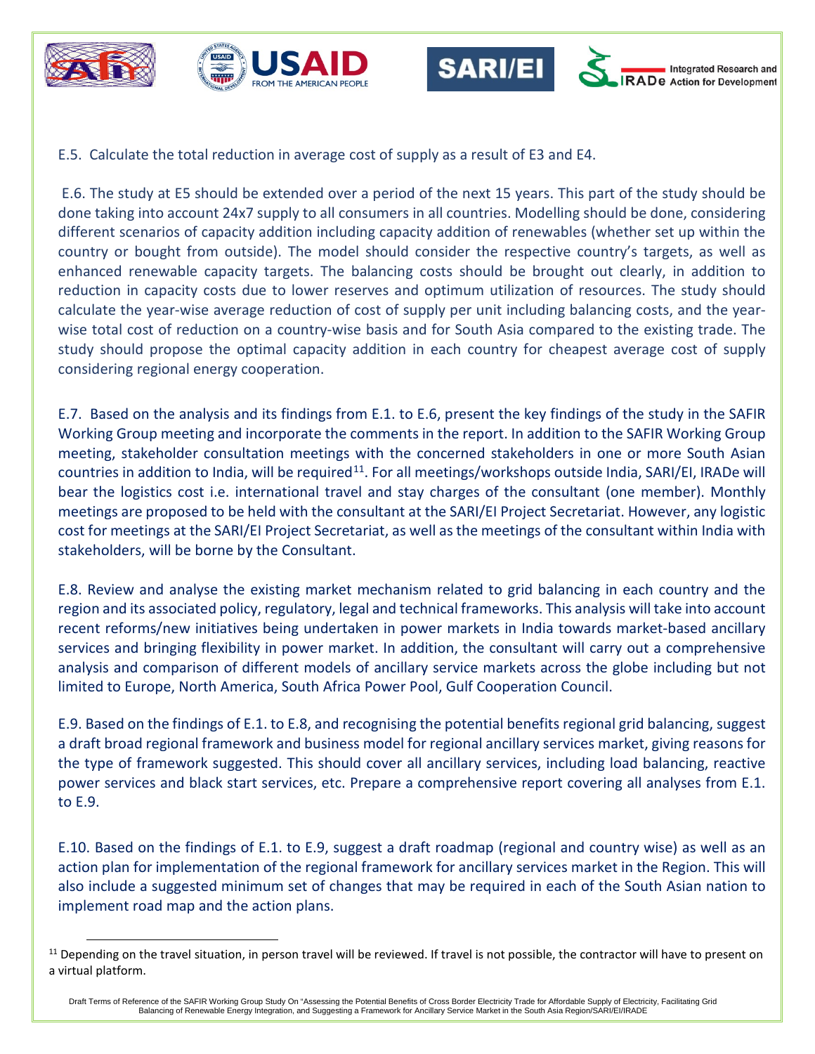E.5. Calculate the total reduction in average cost of supply as a result of E3 and E4.

E.6. The study at E5 should be extended over a period of the next 15 years. This part of the study should be done taking into account 24x7 supply to all consumers in all countries. Modelling should be done, considering different scenarios of capacity addition including capacity addition of renewables (whether set up within the country or bought from outside). The model should consider the respective country's targets, as well as enhanced renewable capacity targets. The balancing costs should be brought out clearly, in addition to reduction in capacity costs due to lower reserves and optimum utilization of resources. The study should calculate the year-wise average reduction of cost of supply per unit including balancing costs, and the year-wise total cost of reduction on a country-wise basis and for South Asia compared to the existing trade. The study should propose the optimal capacity addition in each country for cheapest average cost of supply considering regional energy cooperation.

E.7. Based on the analysis and its findings from E.1. to E.6, present the key findings of the study in the SAFIR Working Group meeting and incorporate the comments in the report. In addition to the SAFIR Working Group meeting, stakeholder consultation meetings with the concerned stakeholders in one or more South Asian countries in addition to India, will be required[11]. For all meetings/workshops outside India, SARI/EI, IRADe will bear the logistics cost i.e. international travel and stay charges of the consultant (one member). Monthly meetings are proposed to be held with the consultant at the SARI/EI Project Secretariat. However, any logistic cost for meetings at the SARI/EI Project Secretariat, as well as the meetings of the consultant within India with stakeholders, will be borne by the Consultant.

E.8. Review and analyse the existing market mechanism related to grid balancing in each country and the region and its associated policy, regulatory, legal and technical frameworks. This analysis will take into account recent reforms/new initiatives being undertaken in power markets in India towards market-based ancillary services and bringing flexibility in power market. In addition, the consultant will carry out a comprehensive analysis and comparison of different models of ancillary service markets across the globe including but not limited to Europe, North America, South Africa Power Pool, Gulf Cooperation Council.

E.9. Based on the findings of E.1. to E.8, and recognising the potential benefits regional grid balancing, suggest a draft broad regional framework and business model for regional ancillary services market, giving reasons for the type of framework suggested. This should cover all ancillary services, including load balancing, reactive power services and black start services, etc. Prepare a comprehensive report covering all analyses from E.1. to E.9.

E.10. Based on the findings of E.1. to E.9, suggest a draft roadmap (regional and country wise) as well as an action plan for implementation of the regional framework for ancillary services market in the Region. This will also include a suggested minimum set of changes that may be required in each of the South Asian nation to implement road map and the action plans.

[11] Depending on the travel situation, in person travel will be reviewed. If travel is not possible, the contractor will have to present on a virtual platform.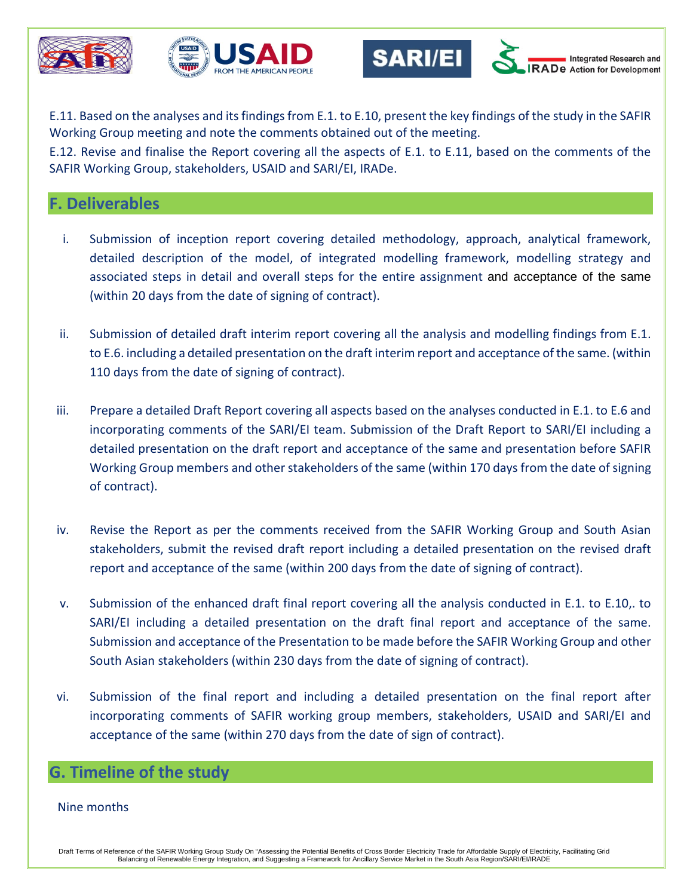E.11. Based on the analyses and its findings from E.1. to E.10, present the key findings of the study in the SAFIR Working Group meeting and note the comments obtained out of the meeting.

E.12. Revise and finalise the Report covering all the aspects of E.1. to E.11, based on the comments of the SAFIR Working Group, stakeholders, USAID and SARI/EI, IRADe.

## F. Deliverables

i. Submission of inception report covering detailed methodology, approach, analytical framework, detailed description of the model, of integrated modelling framework, modelling strategy and associated steps in detail and overall steps for the entire assignment and acceptance of the same (within 20 days from the date of signing of contract).

ii. Submission of detailed draft interim report covering all the analysis and modelling findings from E.1. to E.6. including a detailed presentation on the draft interim report and acceptance of the same. (within 110 days from the date of signing of contract).

iii. Prepare a detailed Draft Report covering all aspects based on the analyses conducted in E.1. to E.6 and incorporating comments of the SARI/EI team. Submission of the Draft Report to SARI/EI including a detailed presentation on the draft report and acceptance of the same and presentation before SAFIR Working Group members and other stakeholders of the same (within 170 days from the date of signing of contract).

iv. Revise the Report as per the comments received from the SAFIR Working Group and South Asian stakeholders, submit the revised draft report including a detailed presentation on the revised draft report and acceptance of the same (within 200 days from the date of signing of contract).

v. Submission of the enhanced draft final report covering all the analysis conducted in E.1. to E.10,. to SARI/EI including a detailed presentation on the draft final report and acceptance of the same. Submission and acceptance of the Presentation to be made before the SAFIR Working Group and other South Asian stakeholders (within 230 days from the date of signing of contract).

vi. Submission of the final report and including a detailed presentation on the final report after incorporating comments of SAFIR working group members, stakeholders, USAID and SARI/EI and acceptance of the same (within 270 days from the date of sign of contract).

## G. Timeline of the study

Nine months